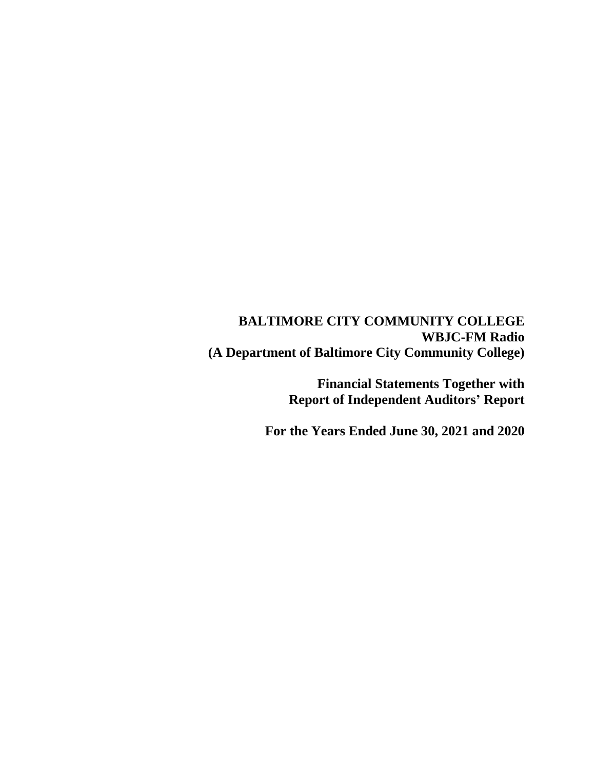# BALTIMORE CITY COMMUNITY COLLEGE
## WBJC-FM Radio
## (A Department of Baltimore City Community College)

**Financial Statements Together with**
**Report of Independent Auditors' Report**

**For the Years Ended June 30, 2021 and 2020**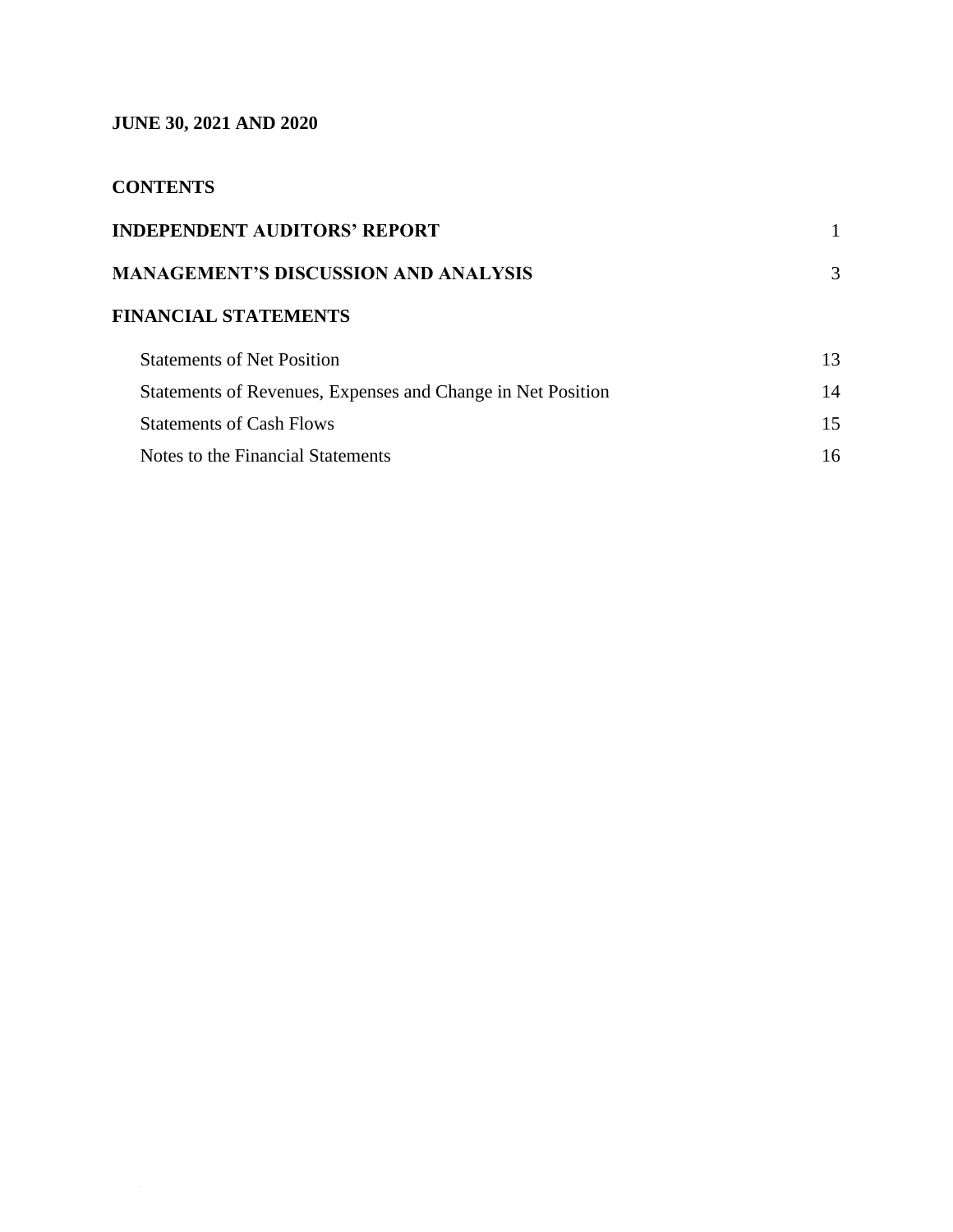**JUNE 30, 2021 AND 2020**

**CONTENTS**

| | |
|---|---|
| **INDEPENDENT AUDITORS' REPORT** | 1 |
| **MANAGEMENT'S DISCUSSION AND ANALYSIS** | 3 |
| **FINANCIAL STATEMENTS** | |
| Statements of Net Position | 13 |
| Statements of Revenues, Expenses and Change in Net Position | 14 |
| Statements of Cash Flows | 15 |
| Notes to the Financial Statements | 16 |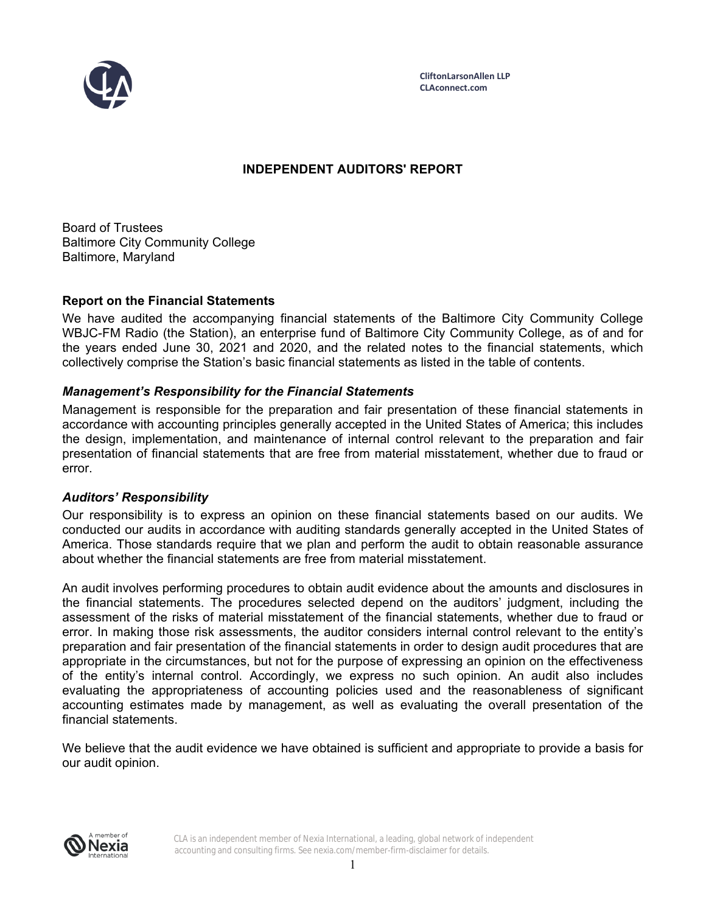CliftonLarsonAllen LLP
CLAconnect.com

# INDEPENDENT AUDITORS' REPORT

Board of Trustees
Baltimore City Community College
Baltimore, Maryland

## Report on the Financial Statements

We have audited the accompanying financial statements of the Baltimore City Community College WBJC-FM Radio (the Station), an enterprise fund of Baltimore City Community College, as of and for the years ended June 30, 2021 and 2020, and the related notes to the financial statements, which collectively comprise the Station's basic financial statements as listed in the table of contents.

### *Management's Responsibility for the Financial Statements*

Management is responsible for the preparation and fair presentation of these financial statements in accordance with accounting principles generally accepted in the United States of America; this includes the design, implementation, and maintenance of internal control relevant to the preparation and fair presentation of financial statements that are free from material misstatement, whether due to fraud or error.

### *Auditors' Responsibility*

Our responsibility is to express an opinion on these financial statements based on our audits. We conducted our audits in accordance with auditing standards generally accepted in the United States of America. Those standards require that we plan and perform the audit to obtain reasonable assurance about whether the financial statements are free from material misstatement.

An audit involves performing procedures to obtain audit evidence about the amounts and disclosures in the financial statements. The procedures selected depend on the auditors' judgment, including the assessment of the risks of material misstatement of the financial statements, whether due to fraud or error. In making those risk assessments, the auditor considers internal control relevant to the entity's preparation and fair presentation of the financial statements in order to design audit procedures that are appropriate in the circumstances, but not for the purpose of expressing an opinion on the effectiveness of the entity's internal control. Accordingly, we express no such opinion. An audit also includes evaluating the appropriateness of accounting policies used and the reasonableness of significant accounting estimates made by management, as well as evaluating the overall presentation of the financial statements.

We believe that the audit evidence we have obtained is sufficient and appropriate to provide a basis for our audit opinion.

CLA is an independent member of Nexia International, a leading, global network of independent accounting and consulting firms. See nexia.com/member-firm-disclaimer for details.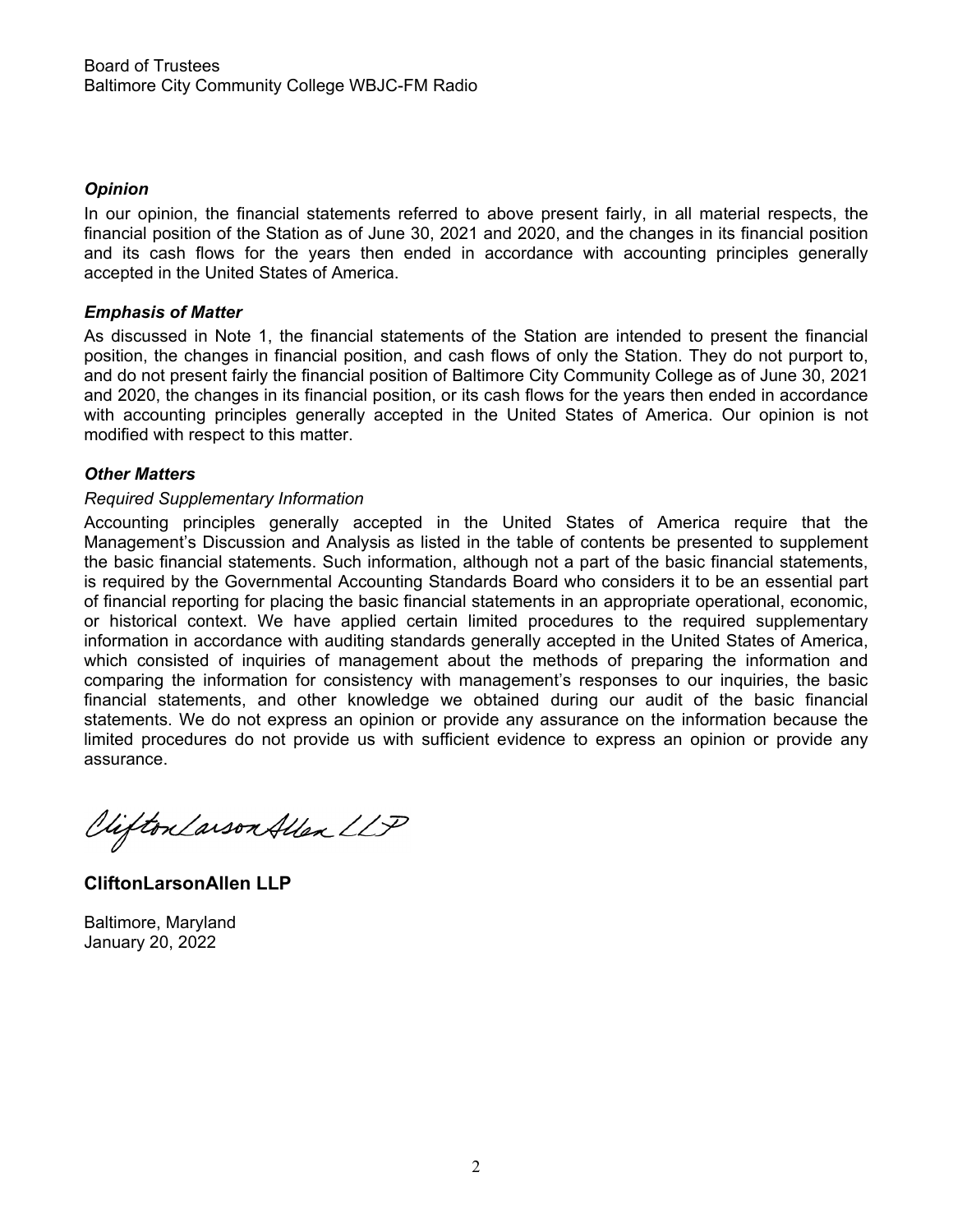Board of Trustees
Baltimore City Community College WBJC-FM Radio

### *Opinion*

In our opinion, the financial statements referred to above present fairly, in all material respects, the financial position of the Station as of June 30, 2021 and 2020, and the changes in its financial position and its cash flows for the years then ended in accordance with accounting principles generally accepted in the United States of America.

### *Emphasis of Matter*

As discussed in Note 1, the financial statements of the Station are intended to present the financial position, the changes in financial position, and cash flows of only the Station. They do not purport to, and do not present fairly the financial position of Baltimore City Community College as of June 30, 2021 and 2020, the changes in its financial position, or its cash flows for the years then ended in accordance with accounting principles generally accepted in the United States of America. Our opinion is not modified with respect to this matter.

### *Other Matters*

*Required Supplementary Information*

Accounting principles generally accepted in the United States of America require that the Management's Discussion and Analysis as listed in the table of contents be presented to supplement the basic financial statements. Such information, although not a part of the basic financial statements, is required by the Governmental Accounting Standards Board who considers it to be an essential part of financial reporting for placing the basic financial statements in an appropriate operational, economic, or historical context. We have applied certain limited procedures to the required supplementary information in accordance with auditing standards generally accepted in the United States of America, which consisted of inquiries of management about the methods of preparing the information and comparing the information for consistency with management's responses to our inquiries, the basic financial statements, and other knowledge we obtained during our audit of the basic financial statements. We do not express an opinion or provide any assurance on the information because the limited procedures do not provide us with sufficient evidence to express an opinion or provide any assurance.

CliftonLarsonAllen LLP

**CliftonLarsonAllen LLP**

Baltimore, Maryland
January 20, 2022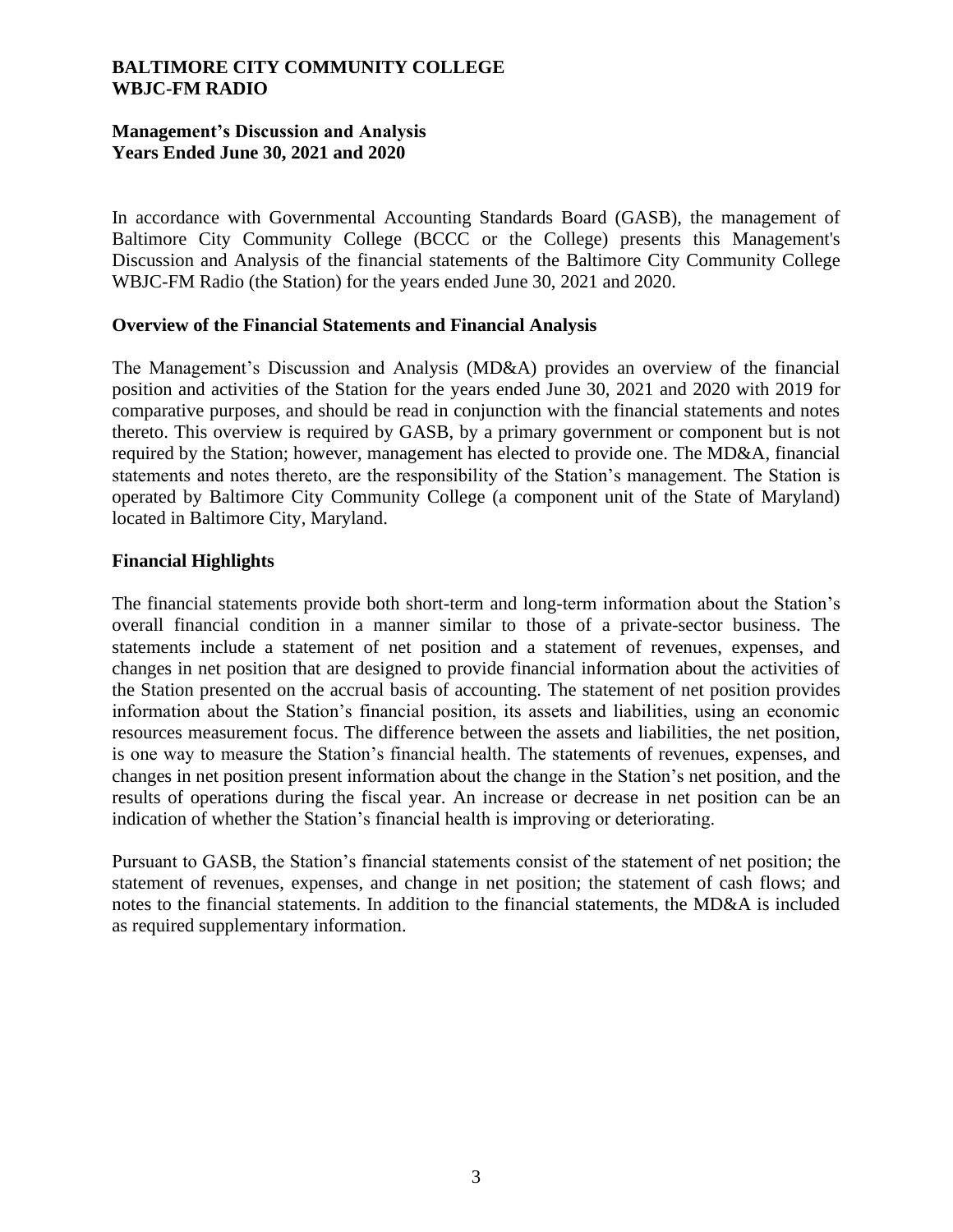**BALTIMORE CITY COMMUNITY COLLEGE**
**WBJC-FM RADIO**

**Management's Discussion and Analysis**
**Years Ended June 30, 2021 and 2020**

In accordance with Governmental Accounting Standards Board (GASB), the management of Baltimore City Community College (BCCC or the College) presents this Management's Discussion and Analysis of the financial statements of the Baltimore City Community College WBJC-FM Radio (the Station) for the years ended June 30, 2021 and 2020.

### Overview of the Financial Statements and Financial Analysis

The Management's Discussion and Analysis (MD&A) provides an overview of the financial position and activities of the Station for the years ended June 30, 2021 and 2020 with 2019 for comparative purposes, and should be read in conjunction with the financial statements and notes thereto. This overview is required by GASB, by a primary government or component but is not required by the Station; however, management has elected to provide one. The MD&A, financial statements and notes thereto, are the responsibility of the Station's management. The Station is operated by Baltimore City Community College (a component unit of the State of Maryland) located in Baltimore City, Maryland.

### Financial Highlights

The financial statements provide both short-term and long-term information about the Station's overall financial condition in a manner similar to those of a private-sector business. The statements include a statement of net position and a statement of revenues, expenses, and changes in net position that are designed to provide financial information about the activities of the Station presented on the accrual basis of accounting. The statement of net position provides information about the Station's financial position, its assets and liabilities, using an economic resources measurement focus. The difference between the assets and liabilities, the net position, is one way to measure the Station's financial health. The statements of revenues, expenses, and changes in net position present information about the change in the Station's net position, and the results of operations during the fiscal year. An increase or decrease in net position can be an indication of whether the Station's financial health is improving or deteriorating.

Pursuant to GASB, the Station's financial statements consist of the statement of net position; the statement of revenues, expenses, and change in net position; the statement of cash flows; and notes to the financial statements. In addition to the financial statements, the MD&A is included as required supplementary information.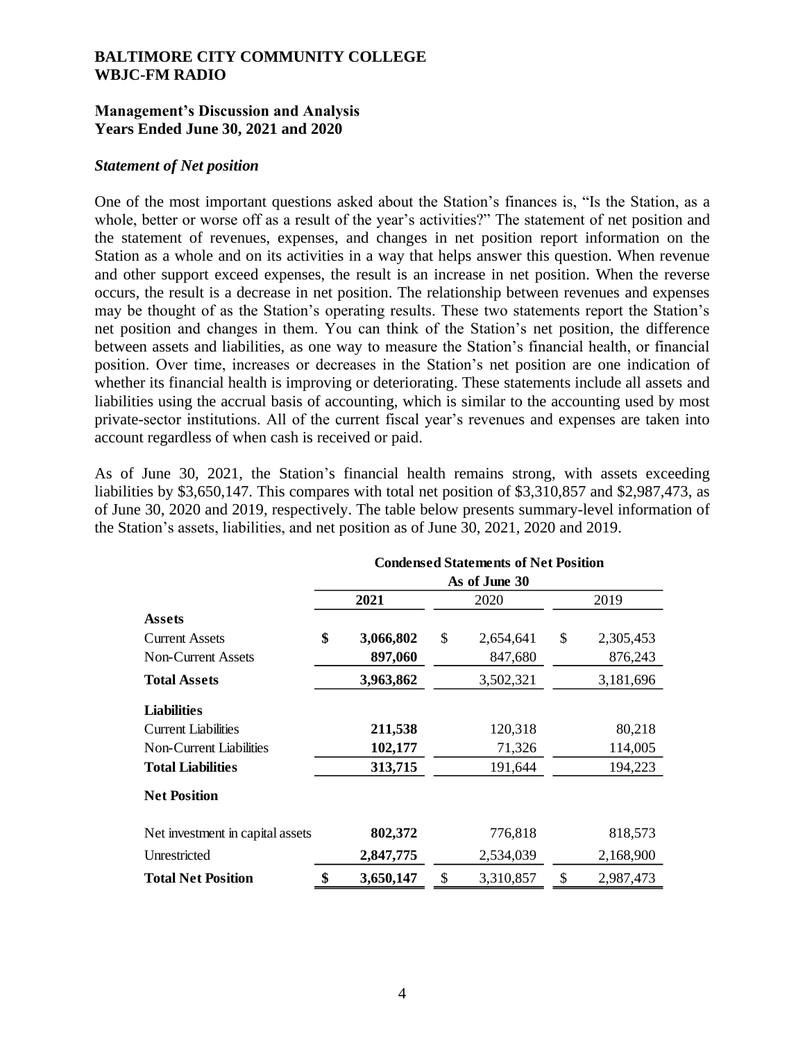# BALTIMORE CITY COMMUNITY COLLEGE
# WBJC-FM RADIO

## Management's Discussion and Analysis
## Years Ended June 30, 2021 and 2020

### *Statement of Net position*

One of the most important questions asked about the Station's finances is, "Is the Station, as a whole, better or worse off as a result of the year's activities?" The statement of net position and the statement of revenues, expenses, and changes in net position report information on the Station as a whole and on its activities in a way that helps answer this question. When revenue and other support exceed expenses, the result is an increase in net position. When the reverse occurs, the result is a decrease in net position. The relationship between revenues and expenses may be thought of as the Station's operating results. These two statements report the Station's net position and changes in them. You can think of the Station's net position, the difference between assets and liabilities, as one way to measure the Station's financial health, or financial position. Over time, increases or decreases in the Station's net position are one indication of whether its financial health is improving or deteriorating. These statements include all assets and liabilities using the accrual basis of accounting, which is similar to the accounting used by most private-sector institutions. All of the current fiscal year's revenues and expenses are taken into account regardless of when cash is received or paid.

As of June 30, 2021, the Station's financial health remains strong, with assets exceeding liabilities by $3,650,147. This compares with total net position of $3,310,857 and $2,987,473, as of June 30, 2020 and 2019, respectively. The table below presents summary-level information of the Station's assets, liabilities, and net position as of June 30, 2021, 2020 and 2019.

| | Condensed Statements of Net Position | | |
|---|---|---|---|
| | As of June 30 | | |
| | **2021** | 2020 | 2019 |
| **Assets** | | | |
| Current Assets | **$ 3,066,802** | $ 2,654,641 | $ 2,305,453 |
| Non-Current Assets | **897,060** | 847,680 | 876,243 |
| **Total Assets** | **3,963,862** | 3,502,321 | 3,181,696 |
| **Liabilities** | | | |
| Current Liabilities | **211,538** | 120,318 | 80,218 |
| Non-Current Liabilities | **102,177** | 71,326 | 114,005 |
| **Total Liabilities** | **313,715** | 191,644 | 194,223 |
| **Net Position** | | | |
| Net investment in capital assets | **802,372** | 776,818 | 818,573 |
| Unrestricted | **2,847,775** | 2,534,039 | 2,168,900 |
| **Total Net Position** | **$ 3,650,147** | $ 3,310,857 | $ 2,987,473 |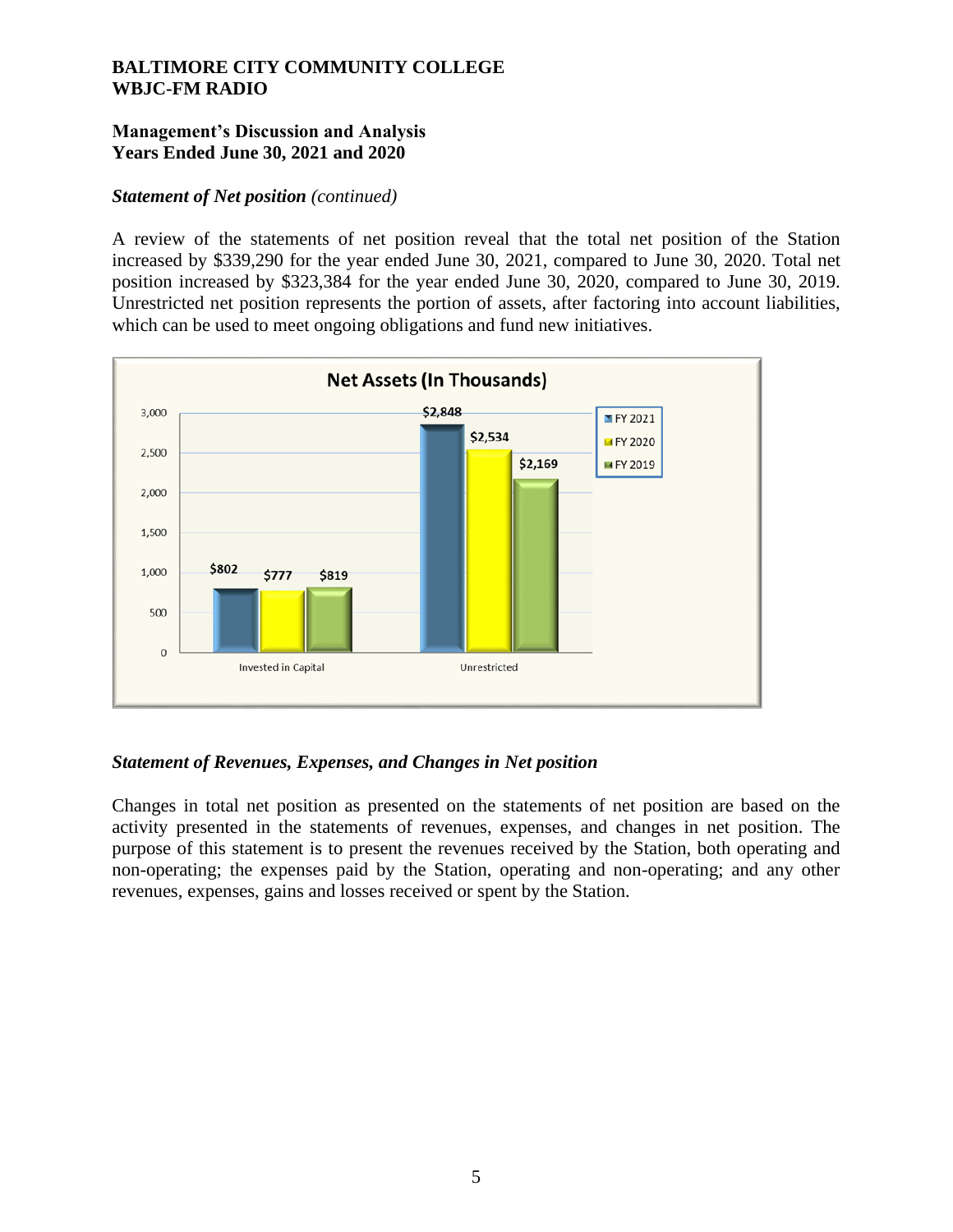### *Statement of Net position (continued)*

A review of the statements of net position reveal that the total net position of the Station increased by $339,290 for the year ended June 30, 2021, compared to June 30, 2020. Total net position increased by $323,384 for the year ended June 30, 2020, compared to June 30, 2019. Unrestricted net position represents the portion of assets, after factoring into account liabilities, which can be used to meet ongoing obligations and fund new initiatives.

**Net Assets (In Thousands)**

| | FY 2021 | FY 2020 | FY 2019 |
|---|---|---|---|
| Invested in Capital | $802 | $777 | $819 |
| Unrestricted | $2,848 | $2,534 | $2,169 |

### *Statement of Revenues, Expenses, and Changes in Net position*

Changes in total net position as presented on the statements of net position are based on the activity presented in the statements of revenues, expenses, and changes in net position. The purpose of this statement is to present the revenues received by the Station, both operating and non-operating; the expenses paid by the Station, operating and non-operating; and any other revenues, expenses, gains and losses received or spent by the Station.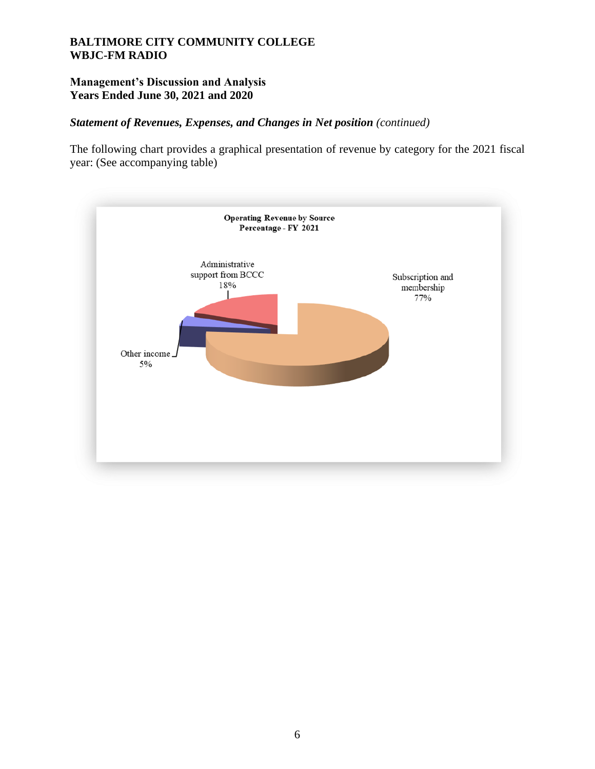**BALTIMORE CITY COMMUNITY COLLEGE**
**WBJC-FM RADIO**

**Management's Discussion and Analysis**
**Years Ended June 30, 2021 and 2020**

***Statement of Revenues, Expenses, and Changes in Net position*** *(continued)*

The following chart provides a graphical presentation of revenue by category for the 2021 fiscal year: (See accompanying table)

**Operating Revenue by Source**
**Percentage - FY 2021**

Administrative support from BCCC 18%

Subscription and membership 77%

Other income 5%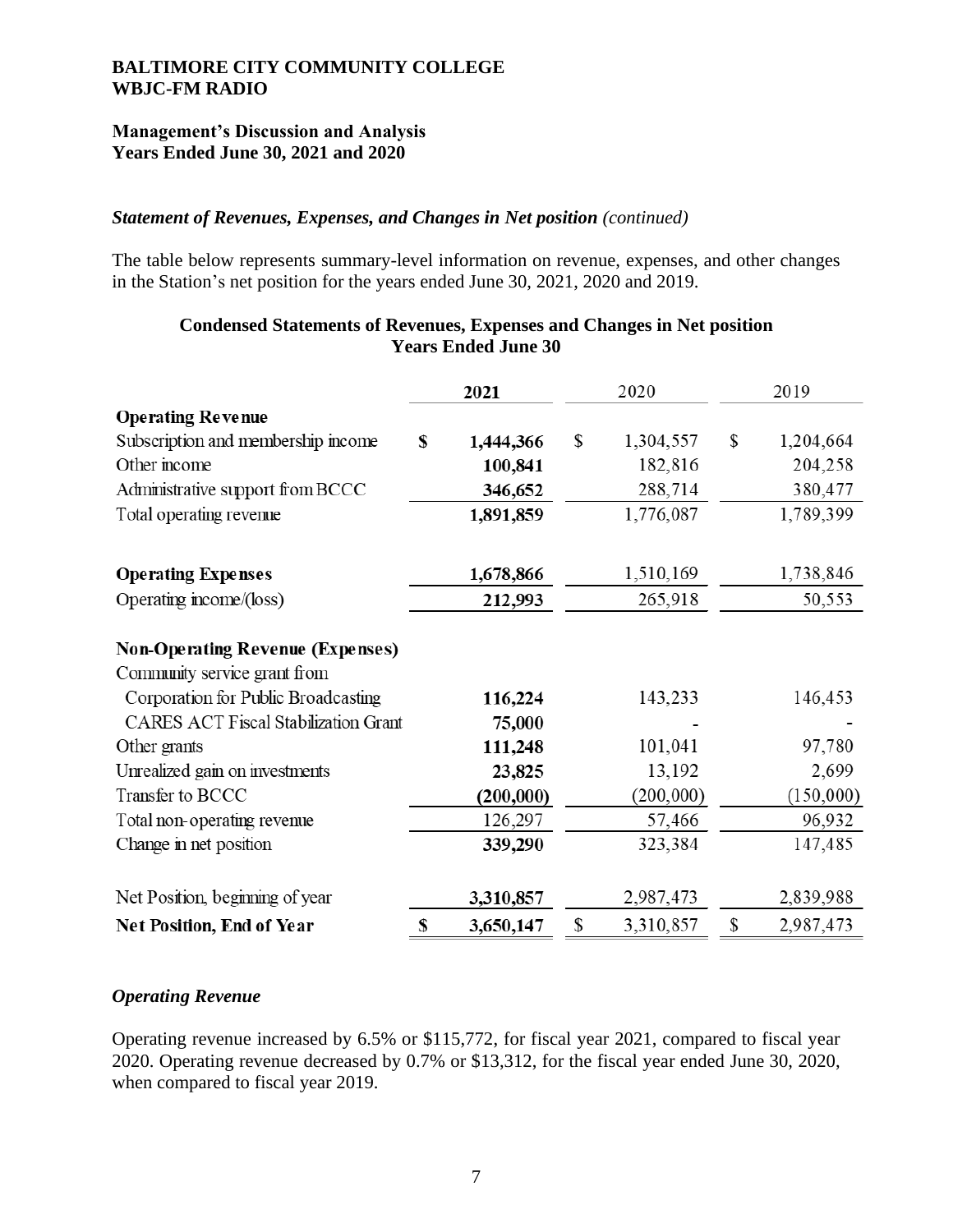**BALTIMORE CITY COMMUNITY COLLEGE**
**WBJC-FM RADIO**

**Management's Discussion and Analysis**
**Years Ended June 30, 2021 and 2020**

***Statement of Revenues, Expenses, and Changes in Net position*** *(continued)*

The table below represents summary-level information on revenue, expenses, and other changes in the Station's net position for the years ended June 30, 2021, 2020 and 2019.

**Condensed Statements of Revenues, Expenses and Changes in Net position**
**Years Ended June 30**

| | 2021 | 2020 | 2019 |
|---|---|---|---|
| **Operating Revenue** | | | |
| Subscription and membership income | $ 1,444,366 | $ 1,304,557 | $ 1,204,664 |
| Other income | 100,841 | 182,816 | 204,258 |
| Administrative support from BCCC | 346,652 | 288,714 | 380,477 |
| Total operating revenue | 1,891,859 | 1,776,087 | 1,789,399 |
| **Operating Expenses** | 1,678,866 | 1,510,169 | 1,738,846 |
| Operating income/(loss) | 212,993 | 265,918 | 50,553 |
| **Non-Operating Revenue (Expenses)** | | | |
| Community service grant from Corporation for Public Broadcasting | 116,224 | 143,233 | 146,453 |
| CARES ACT Fiscal Stabilization Grant | 75,000 | - | - |
| Other grants | 111,248 | 101,041 | 97,780 |
| Unrealized gain on investments | 23,825 | 13,192 | 2,699 |
| Transfer to BCCC | (200,000) | (200,000) | (150,000) |
| Total non-operating revenue | 126,297 | 57,466 | 96,932 |
| Change in net position | 339,290 | 323,384 | 147,485 |
| Net Position, beginning of year | 3,310,857 | 2,987,473 | 2,839,988 |
| **Net Position, End of Year** | $ 3,650,147 | $ 3,310,857 | $ 2,987,473 |

***Operating Revenue***

Operating revenue increased by 6.5% or $115,772, for fiscal year 2021, compared to fiscal year 2020. Operating revenue decreased by 0.7% or $13,312, for the fiscal year ended June 30, 2020, when compared to fiscal year 2019.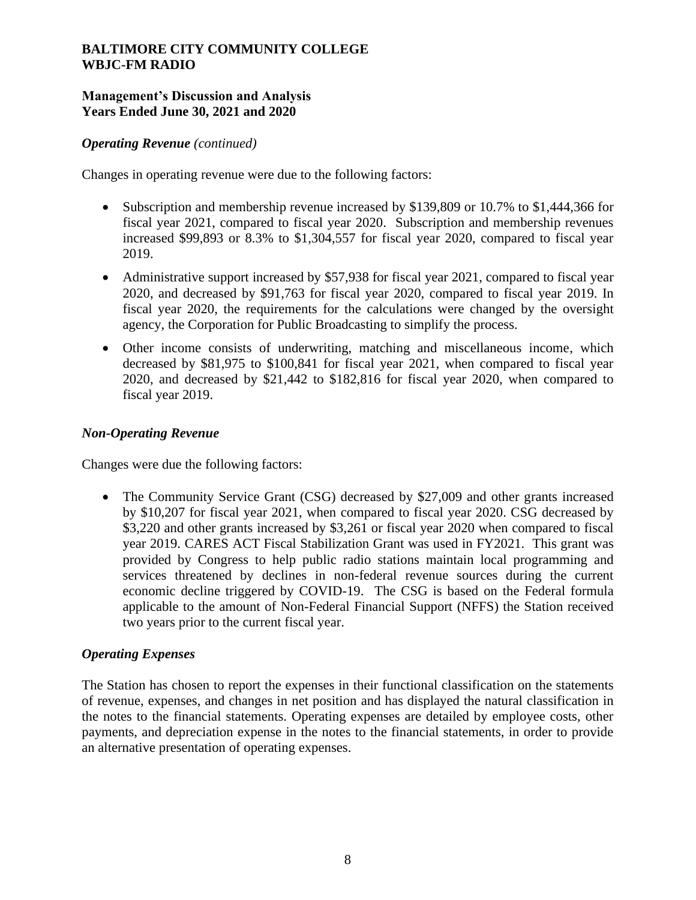### *Operating Revenue (continued)*

Changes in operating revenue were due to the following factors:

- Subscription and membership revenue increased by $139,809 or 10.7% to $1,444,366 for fiscal year 2021, compared to fiscal year 2020. Subscription and membership revenues increased $99,893 or 8.3% to $1,304,557 for fiscal year 2020, compared to fiscal year 2019.
- Administrative support increased by $57,938 for fiscal year 2021, compared to fiscal year 2020, and decreased by $91,763 for fiscal year 2020, compared to fiscal year 2019. In fiscal year 2020, the requirements for the calculations were changed by the oversight agency, the Corporation for Public Broadcasting to simplify the process.
- Other income consists of underwriting, matching and miscellaneous income, which decreased by $81,975 to $100,841 for fiscal year 2021, when compared to fiscal year 2020, and decreased by $21,442 to $182,816 for fiscal year 2020, when compared to fiscal year 2019.

### *Non-Operating Revenue*

Changes were due the following factors:

- The Community Service Grant (CSG) decreased by $27,009 and other grants increased by $10,207 for fiscal year 2021, when compared to fiscal year 2020. CSG decreased by $3,220 and other grants increased by $3,261 or fiscal year 2020 when compared to fiscal year 2019. CARES ACT Fiscal Stabilization Grant was used in FY2021. This grant was provided by Congress to help public radio stations maintain local programming and services threatened by declines in non-federal revenue sources during the current economic decline triggered by COVID-19. The CSG is based on the Federal formula applicable to the amount of Non-Federal Financial Support (NFFS) the Station received two years prior to the current fiscal year.

### *Operating Expenses*

The Station has chosen to report the expenses in their functional classification on the statements of revenue, expenses, and changes in net position and has displayed the natural classification in the notes to the financial statements. Operating expenses are detailed by employee costs, other payments, and depreciation expense in the notes to the financial statements, in order to provide an alternative presentation of operating expenses.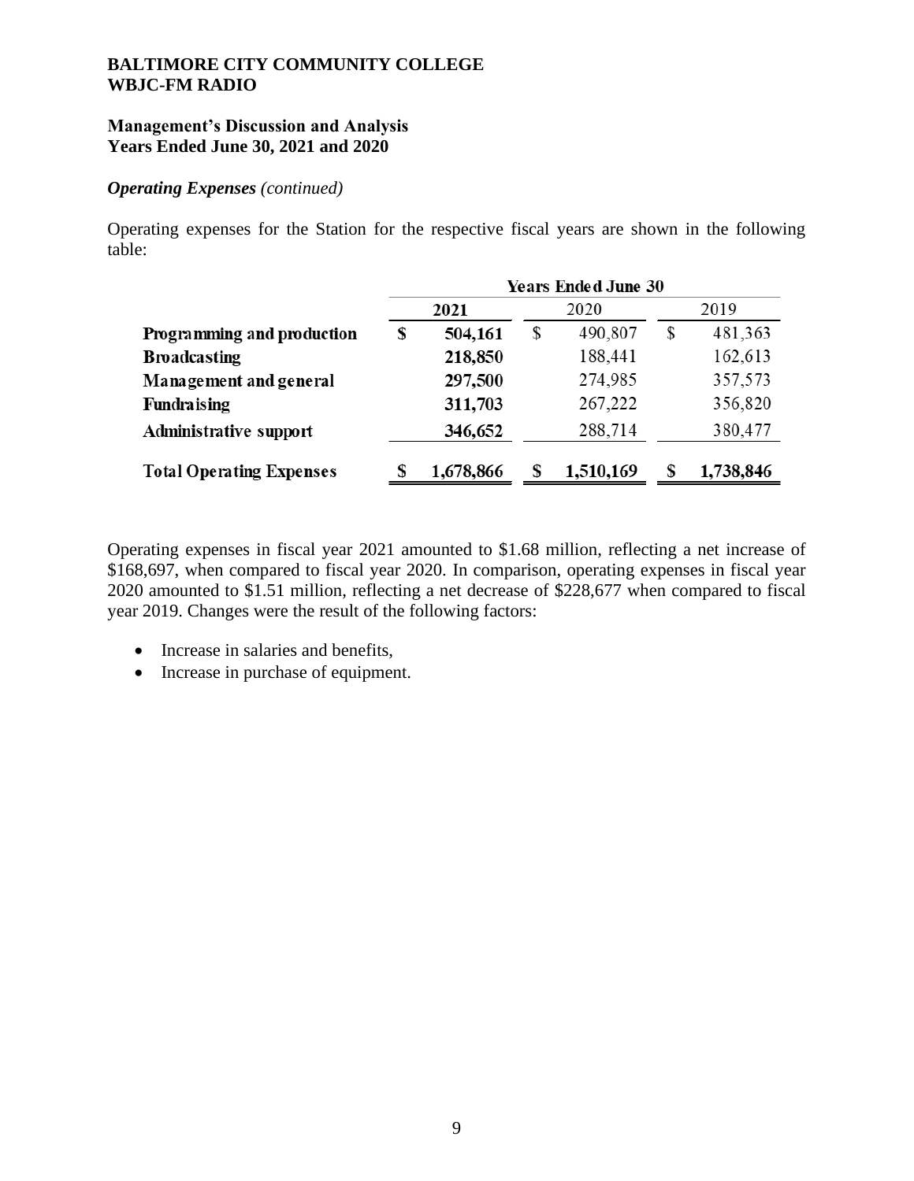**BALTIMORE CITY COMMUNITY COLLEGE**
**WBJC-FM RADIO**

**Management's Discussion and Analysis**
**Years Ended June 30, 2021 and 2020**

***Operating Expenses*** *(continued)*

Operating expenses for the Station for the respective fiscal years are shown in the following table:

| | Years Ended June 30 | | |
|---|---|---|---|
| | **2021** | 2020 | 2019 |
| **Programming and production** | **$ 504,161** | $ 490,807 | $ 481,363 |
| **Broadcasting** | **218,850** | 188,441 | 162,613 |
| **Management and general** | **297,500** | 274,985 | 357,573 |
| **Fundraising** | **311,703** | 267,222 | 356,820 |
| **Administrative support** | **346,652** | 288,714 | 380,477 |
| **Total Operating Expenses** | **$ 1,678,866** | **$ 1,510,169** | **$ 1,738,846** |

Operating expenses in fiscal year 2021 amounted to $1.68 million, reflecting a net increase of $168,697, when compared to fiscal year 2020. In comparison, operating expenses in fiscal year 2020 amounted to $1.51 million, reflecting a net decrease of $228,677 when compared to fiscal year 2019. Changes were the result of the following factors:

- Increase in salaries and benefits,
- Increase in purchase of equipment.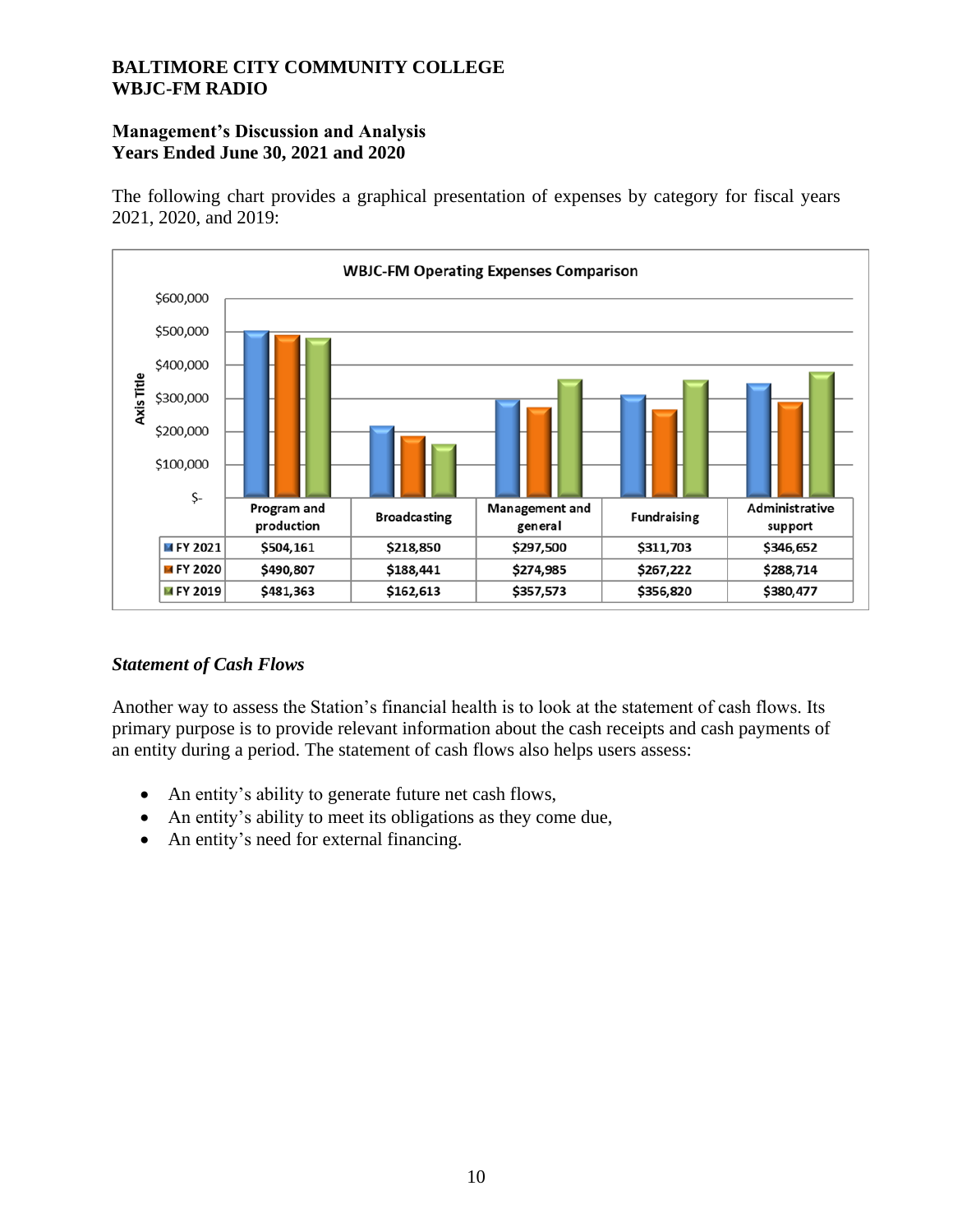The following chart provides a graphical presentation of expenses by category for fiscal years 2021, 2020, and 2019:

**WBJC-FM Operating Expenses Comparison**

| | Program and production | Broadcasting | Management and general | Fundraising | Administrative support |
|---|---|---|---|---|---|
| FY 2021 | $504,161 | $218,850 | $297,500 | $311,703 | $346,652 |
| FY 2020 | $490,807 | $188,441 | $274,985 | $267,222 | $288,714 |
| FY 2019 | $481,363 | $162,613 | $357,573 | $356,820 | $380,477 |

### *Statement of Cash Flows*

Another way to assess the Station's financial health is to look at the statement of cash flows. Its primary purpose is to provide relevant information about the cash receipts and cash payments of an entity during a period. The statement of cash flows also helps users assess:

- An entity's ability to generate future net cash flows,
- An entity's ability to meet its obligations as they come due,
- An entity's need for external financing.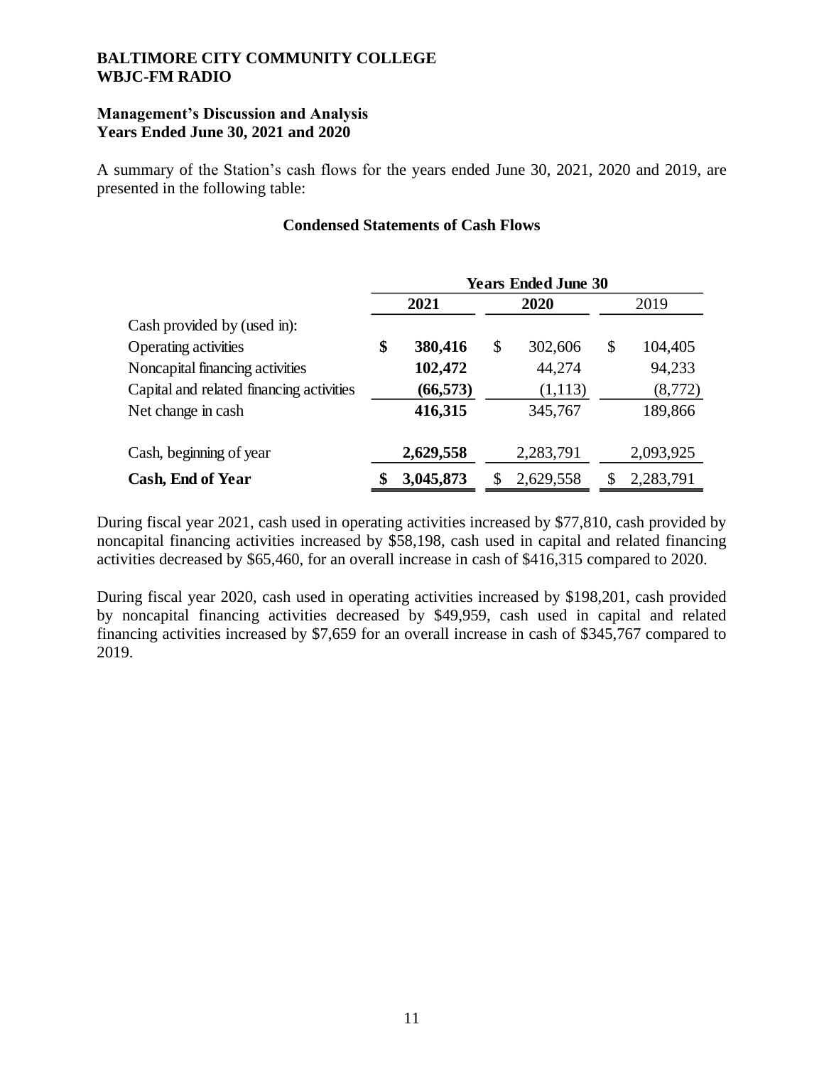**BALTIMORE CITY COMMUNITY COLLEGE**
**WBJC-FM RADIO**

**Management's Discussion and Analysis**
**Years Ended June 30, 2021 and 2020**

A summary of the Station's cash flows for the years ended June 30, 2021, 2020 and 2019, are presented in the following table:

**Condensed Statements of Cash Flows**

| | Years Ended June 30 | | |
|---|---|---|---|
| | **2021** | **2020** | 2019 |
| Cash provided by (used in): | | | |
| Operating activities | **$ 380,416** | $ 302,606 | $ 104,405 |
| Noncapital financing activities | **102,472** | 44,274 | 94,233 |
| Capital and related financing activities | **(66,573)** | (1,113) | (8,772) |
| Net change in cash | **416,315** | 345,767 | 189,866 |
| Cash, beginning of year | **2,629,558** | 2,283,791 | 2,093,925 |
| **Cash, End of Year** | **$ 3,045,873** | $ 2,629,558 | $ 2,283,791 |

During fiscal year 2021, cash used in operating activities increased by $77,810, cash provided by noncapital financing activities increased by $58,198, cash used in capital and related financing activities decreased by $65,460, for an overall increase in cash of $416,315 compared to 2020.

During fiscal year 2020, cash used in operating activities increased by $198,201, cash provided by noncapital financing activities decreased by $49,959, cash used in capital and related financing activities increased by $7,659 for an overall increase in cash of $345,767 compared to 2019.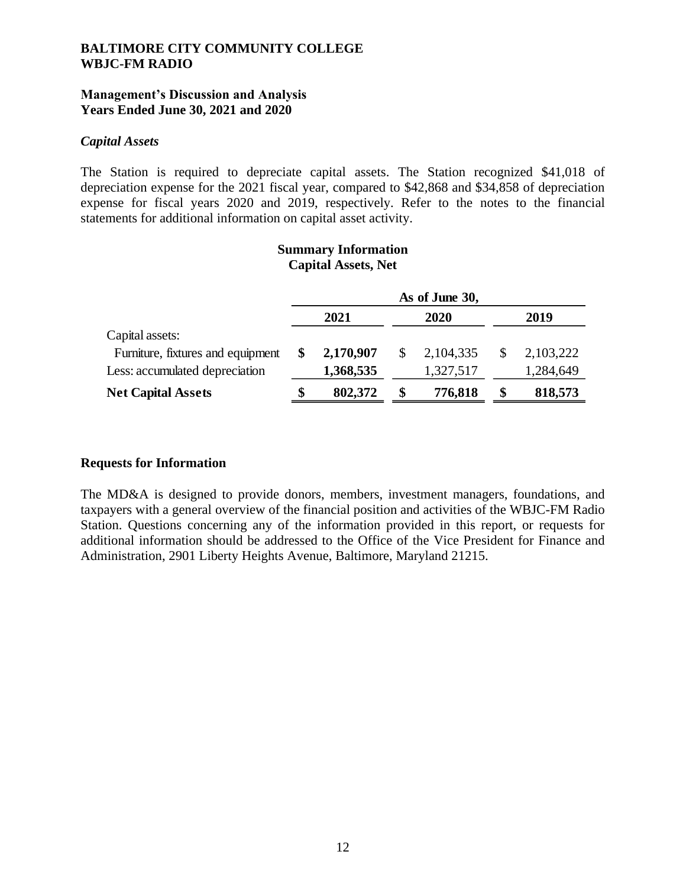# BALTIMORE CITY COMMUNITY COLLEGE
# WBJC-FM RADIO

## Management's Discussion and Analysis
## Years Ended June 30, 2021 and 2020

### *Capital Assets*

The Station is required to depreciate capital assets. The Station recognized $41,018 of depreciation expense for the 2021 fiscal year, compared to $42,868 and $34,858 of depreciation expense for fiscal years 2020 and 2019, respectively. Refer to the notes to the financial statements for additional information on capital asset activity.

**Summary Information**
**Capital Assets, Net**

| | As of June 30, | | |
|---|---|---|---|
| | **2021** | **2020** | **2019** |
| Capital assets: | | | |
| Furniture, fixtures and equipment | **$ 2,170,907** | $ 2,104,335 | $ 2,103,222 |
| Less: accumulated depreciation | **1,368,535** | 1,327,517 | 1,284,649 |
| **Net Capital Assets** | **$ 802,372** | **$ 776,818** | **$ 818,573** |

## Requests for Information

The MD&A is designed to provide donors, members, investment managers, foundations, and taxpayers with a general overview of the financial position and activities of the WBJC-FM Radio Station. Questions concerning any of the information provided in this report, or requests for additional information should be addressed to the Office of the Vice President for Finance and Administration, 2901 Liberty Heights Avenue, Baltimore, Maryland 21215.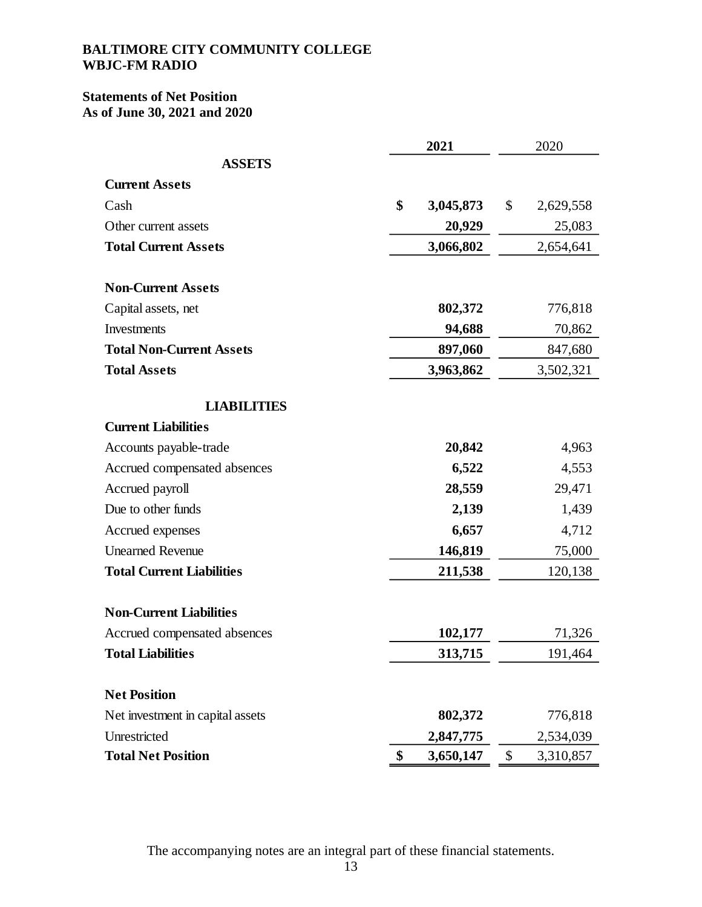**BALTIMORE CITY COMMUNITY COLLEGE**
**WBJC-FM RADIO**

**Statements of Net Position**
**As of June 30, 2021 and 2020**

| | 2021 | 2020 |
|---|---|---|
| **ASSETS** | | |
| **Current Assets** | | |
| Cash | $ 3,045,873 | $ 2,629,558 |
| Other current assets | 20,929 | 25,083 |
| **Total Current Assets** | 3,066,802 | 2,654,641 |
| **Non-Current Assets** | | |
| Capital assets, net | 802,372 | 776,818 |
| Investments | 94,688 | 70,862 |
| **Total Non-Current Assets** | 897,060 | 847,680 |
| **Total Assets** | 3,963,862 | 3,502,321 |
| **LIABILITIES** | | |
| **Current Liabilities** | | |
| Accounts payable-trade | 20,842 | 4,963 |
| Accrued compensated absences | 6,522 | 4,553 |
| Accrued payroll | 28,559 | 29,471 |
| Due to other funds | 2,139 | 1,439 |
| Accrued expenses | 6,657 | 4,712 |
| Unearned Revenue | 146,819 | 75,000 |
| **Total Current Liabilities** | 211,538 | 120,138 |
| **Non-Current Liabilities** | | |
| Accrued compensated absences | 102,177 | 71,326 |
| **Total Liabilities** | 313,715 | 191,464 |
| **Net Position** | | |
| Net investment in capital assets | 802,372 | 776,818 |
| Unrestricted | 2,847,775 | 2,534,039 |
| **Total Net Position** | $ 3,650,147 | $ 3,310,857 |

The accompanying notes are an integral part of these financial statements.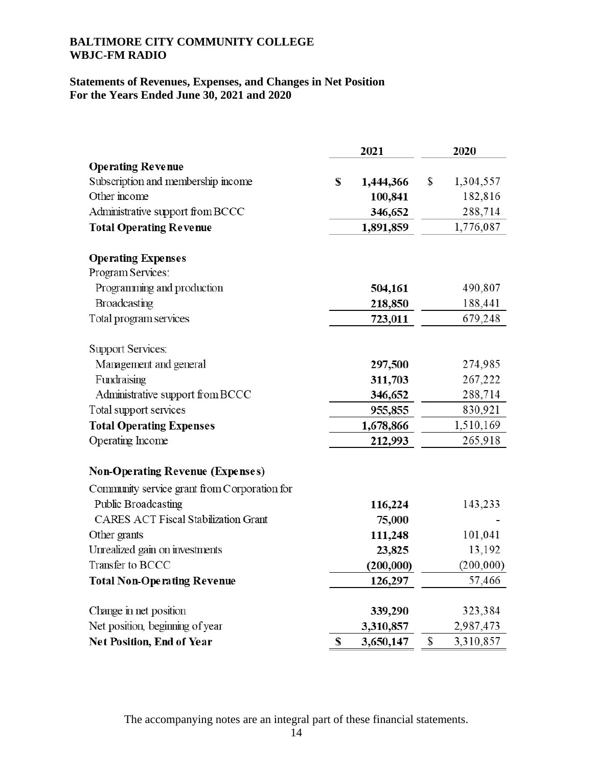**BALTIMORE CITY COMMUNITY COLLEGE**
**WBJC-FM RADIO**

**Statements of Revenues, Expenses, and Changes in Net Position**
**For the Years Ended June 30, 2021 and 2020**

| | 2021 | 2020 |
|---|---|---|
| **Operating Revenue** | | |
| Subscription and membership income | **$ 1,444,366** | $ 1,304,557 |
| Other income | **100,841** | 182,816 |
| Administrative support from BCCC | **346,652** | 288,714 |
| **Total Operating Revenue** | **1,891,859** | 1,776,087 |
| | | |
| **Operating Expenses** | | |
| Program Services: | | |
| Programming and production | **504,161** | 490,807 |
| Broadcasting | **218,850** | 188,441 |
| Total program services | **723,011** | 679,248 |
| | | |
| Support Services: | | |
| Management and general | **297,500** | 274,985 |
| Fundraising | **311,703** | 267,222 |
| Administrative support from BCCC | **346,652** | 288,714 |
| Total support services | **955,855** | 830,921 |
| **Total Operating Expenses** | **1,678,866** | 1,510,169 |
| Operating Income | **212,993** | 265,918 |
| | | |
| **Non-Operating Revenue (Expenses)** | | |
| Community service grant from Corporation for Public Broadcasting | **116,224** | 143,233 |
| CARES ACT Fiscal Stabilization Grant | **75,000** | - |
| Other grants | **111,248** | 101,041 |
| Unrealized gain on investments | **23,825** | 13,192 |
| Transfer to BCCC | **(200,000)** | (200,000) |
| **Total Non-Operating Revenue** | **126,297** | 57,466 |
| | | |
| Change in net position | **339,290** | 323,384 |
| Net position, beginning of year | **3,310,857** | 2,987,473 |
| **Net Position, End of Year** | **$ 3,650,147** | $ 3,310,857 |

The accompanying notes are an integral part of these financial statements.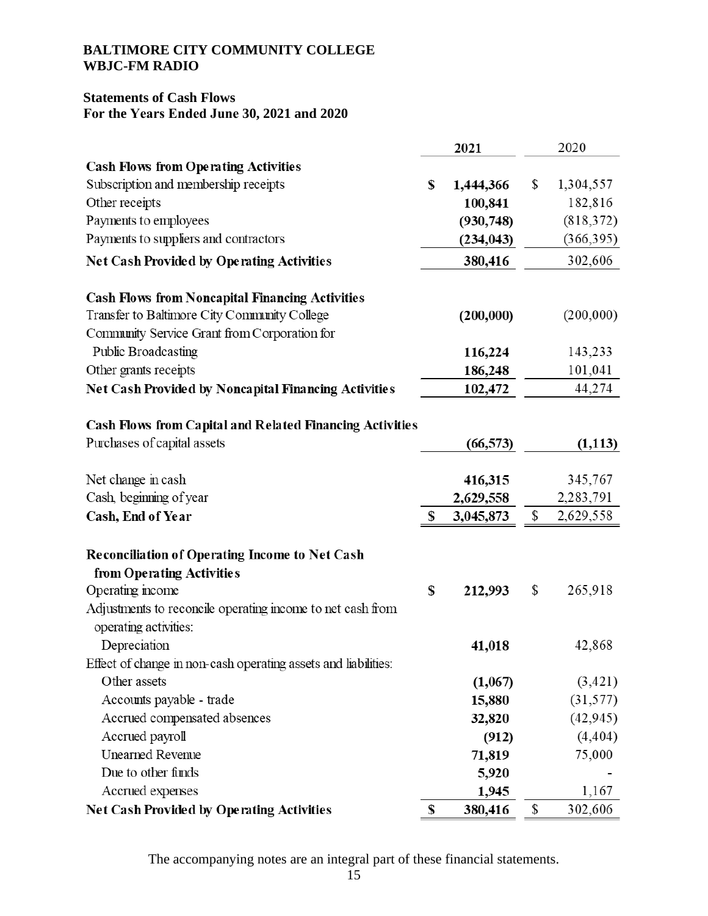**BALTIMORE CITY COMMUNITY COLLEGE**
**WBJC-FM RADIO**

**Statements of Cash Flows**
**For the Years Ended June 30, 2021 and 2020**

| | 2021 | 2020 |
|---|---|---|
| **Cash Flows from Operating Activities** | | |
| Subscription and membership receipts | $ 1,444,366 | $ 1,304,557 |
| Other receipts | 100,841 | 182,816 |
| Payments to employees | (930,748) | (818,372) |
| Payments to suppliers and contractors | (234,043) | (366,395) |
| **Net Cash Provided by Operating Activities** | 380,416 | 302,606 |
| | | |
| **Cash Flows from Noncapital Financing Activities** | | |
| Transfer to Baltimore City Community College | (200,000) | (200,000) |
| Community Service Grant from Corporation for Public Broadcasting | 116,224 | 143,233 |
| Other grants receipts | 186,248 | 101,041 |
| **Net Cash Provided by Noncapital Financing Activities** | 102,472 | 44,274 |
| | | |
| **Cash Flows from Capital and Related Financing Activities** | | |
| Purchases of capital assets | (66,573) | (1,113) |
| | | |
| Net change in cash | 416,315 | 345,767 |
| Cash, beginning of year | 2,629,558 | 2,283,791 |
| **Cash, End of Year** | $ 3,045,873 | $ 2,629,558 |
| | | |
| **Reconciliation of Operating Income to Net Cash from Operating Activities** | | |
| Operating income | $ 212,993 | $ 265,918 |
| Adjustments to reconcile operating income to net cash from operating activities: | | |
| Depreciation | 41,018 | 42,868 |
| Effect of change in non-cash operating assets and liabilities: | | |
| Other assets | (1,067) | (3,421) |
| Accounts payable - trade | 15,880 | (31,577) |
| Accrued compensated absences | 32,820 | (42,945) |
| Accrued payroll | (912) | (4,404) |
| Unearned Revenue | 71,819 | 75,000 |
| Due to other funds | 5,920 | - |
| Accrued expenses | 1,945 | 1,167 |
| **Net Cash Provided by Operating Activities** | $ 380,416 | $ 302,606 |

The accompanying notes are an integral part of these financial statements.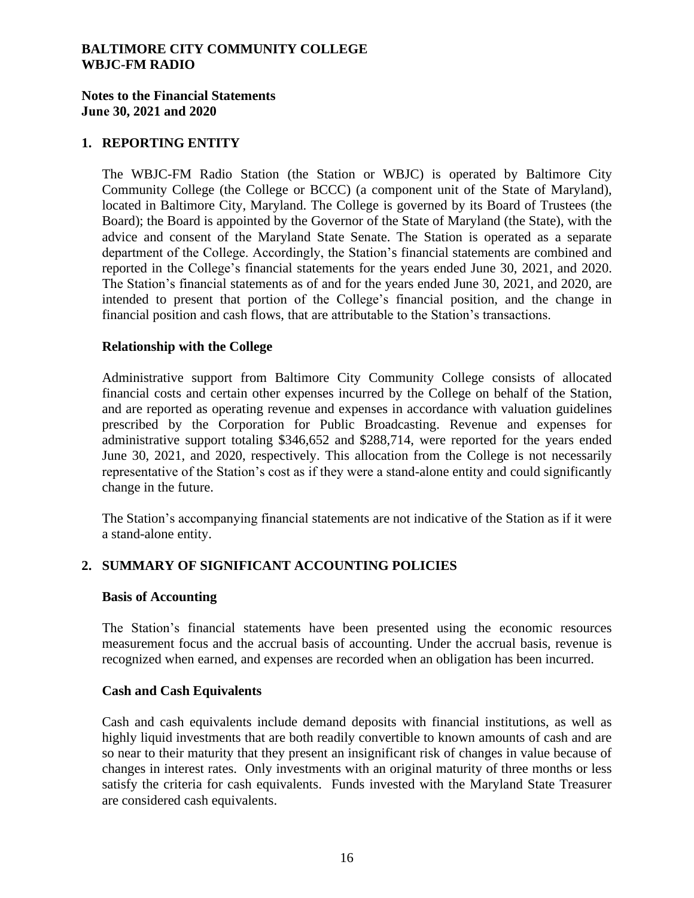# BALTIMORE CITY COMMUNITY COLLEGE
# WBJC-FM RADIO

**Notes to the Financial Statements**
**June 30, 2021 and 2020**

## 1. REPORTING ENTITY

The WBJC-FM Radio Station (the Station or WBJC) is operated by Baltimore City Community College (the College or BCCC) (a component unit of the State of Maryland), located in Baltimore City, Maryland. The College is governed by its Board of Trustees (the Board); the Board is appointed by the Governor of the State of Maryland (the State), with the advice and consent of the Maryland State Senate. The Station is operated as a separate department of the College. Accordingly, the Station's financial statements are combined and reported in the College's financial statements for the years ended June 30, 2021, and 2020. The Station's financial statements as of and for the years ended June 30, 2021, and 2020, are intended to present that portion of the College's financial position, and the change in financial position and cash flows, that are attributable to the Station's transactions.

### Relationship with the College

Administrative support from Baltimore City Community College consists of allocated financial costs and certain other expenses incurred by the College on behalf of the Station, and are reported as operating revenue and expenses in accordance with valuation guidelines prescribed by the Corporation for Public Broadcasting. Revenue and expenses for administrative support totaling $346,652 and $288,714, were reported for the years ended June 30, 2021, and 2020, respectively. This allocation from the College is not necessarily representative of the Station's cost as if they were a stand-alone entity and could significantly change in the future.

The Station's accompanying financial statements are not indicative of the Station as if it were a stand-alone entity.

## 2. SUMMARY OF SIGNIFICANT ACCOUNTING POLICIES

### Basis of Accounting

The Station's financial statements have been presented using the economic resources measurement focus and the accrual basis of accounting. Under the accrual basis, revenue is recognized when earned, and expenses are recorded when an obligation has been incurred.

### Cash and Cash Equivalents

Cash and cash equivalents include demand deposits with financial institutions, as well as highly liquid investments that are both readily convertible to known amounts of cash and are so near to their maturity that they present an insignificant risk of changes in value because of changes in interest rates. Only investments with an original maturity of three months or less satisfy the criteria for cash equivalents. Funds invested with the Maryland State Treasurer are considered cash equivalents.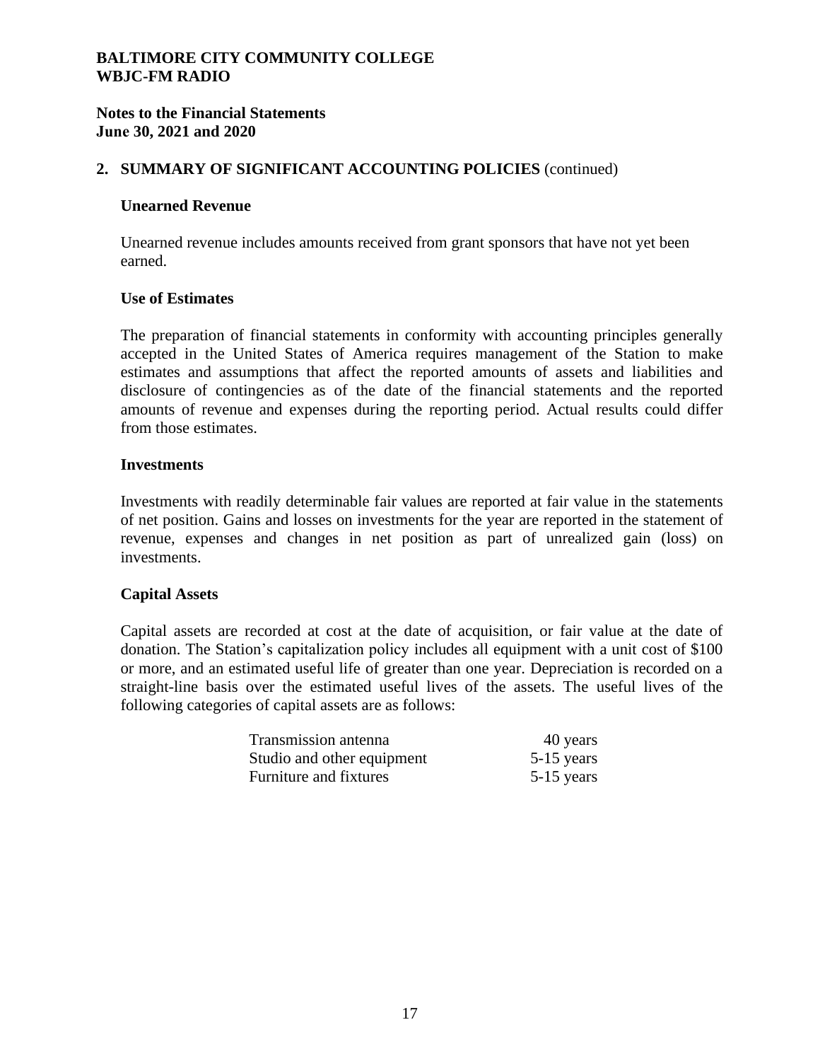**BALTIMORE CITY COMMUNITY COLLEGE**
**WBJC-FM RADIO**

**Notes to the Financial Statements**
**June 30, 2021 and 2020**

## 2. SUMMARY OF SIGNIFICANT ACCOUNTING POLICIES (continued)

### Unearned Revenue

Unearned revenue includes amounts received from grant sponsors that have not yet been earned.

### Use of Estimates

The preparation of financial statements in conformity with accounting principles generally accepted in the United States of America requires management of the Station to make estimates and assumptions that affect the reported amounts of assets and liabilities and disclosure of contingencies as of the date of the financial statements and the reported amounts of revenue and expenses during the reporting period. Actual results could differ from those estimates.

### Investments

Investments with readily determinable fair values are reported at fair value in the statements of net position. Gains and losses on investments for the year are reported in the statement of revenue, expenses and changes in net position as part of unrealized gain (loss) on investments.

### Capital Assets

Capital assets are recorded at cost at the date of acquisition, or fair value at the date of donation. The Station's capitalization policy includes all equipment with a unit cost of $100 or more, and an estimated useful life of greater than one year. Depreciation is recorded on a straight-line basis over the estimated useful lives of the assets. The useful lives of the following categories of capital assets are as follows:

| | |
|---|---|
| Transmission antenna | 40 years |
| Studio and other equipment | 5-15 years |
| Furniture and fixtures | 5-15 years |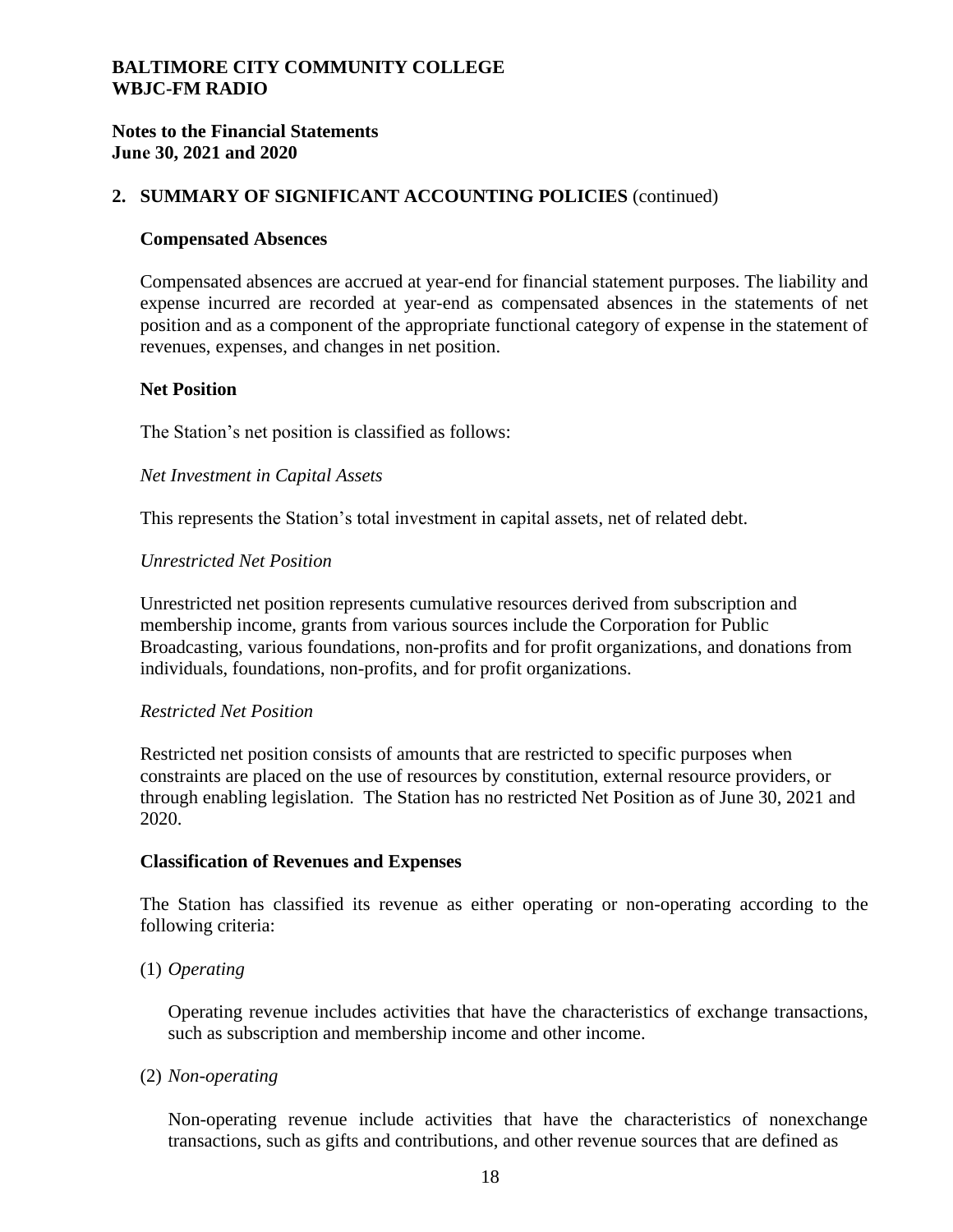**2. SUMMARY OF SIGNIFICANT ACCOUNTING POLICIES** (continued)

**Compensated Absences**

Compensated absences are accrued at year-end for financial statement purposes. The liability and expense incurred are recorded at year-end as compensated absences in the statements of net position and as a component of the appropriate functional category of expense in the statement of revenues, expenses, and changes in net position.

**Net Position**

The Station's net position is classified as follows:

*Net Investment in Capital Assets*

This represents the Station's total investment in capital assets, net of related debt.

*Unrestricted Net Position*

Unrestricted net position represents cumulative resources derived from subscription and membership income, grants from various sources include the Corporation for Public Broadcasting, various foundations, non-profits and for profit organizations, and donations from individuals, foundations, non-profits, and for profit organizations.

*Restricted Net Position*

Restricted net position consists of amounts that are restricted to specific purposes when constraints are placed on the use of resources by constitution, external resource providers, or through enabling legislation. The Station has no restricted Net Position as of June 30, 2021 and 2020.

**Classification of Revenues and Expenses**

The Station has classified its revenue as either operating or non-operating according to the following criteria:

(1) *Operating*

Operating revenue includes activities that have the characteristics of exchange transactions, such as subscription and membership income and other income.

(2) *Non-operating*

Non-operating revenue include activities that have the characteristics of nonexchange transactions, such as gifts and contributions, and other revenue sources that are defined as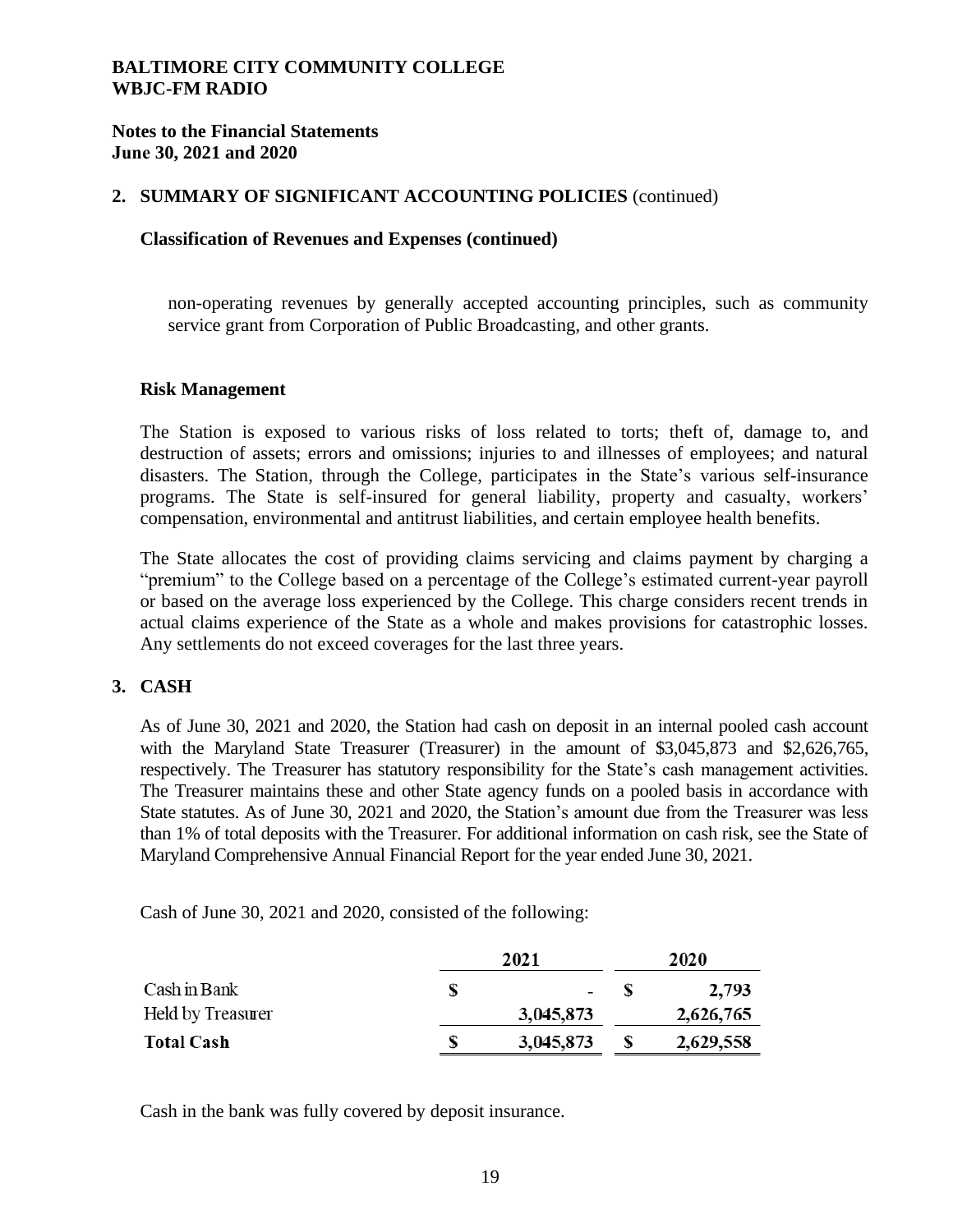**BALTIMORE CITY COMMUNITY COLLEGE**
**WBJC-FM RADIO**

**Notes to the Financial Statements**
**June 30, 2021 and 2020**

## 2. SUMMARY OF SIGNIFICANT ACCOUNTING POLICIES (continued)

### Classification of Revenues and Expenses (continued)

non-operating revenues by generally accepted accounting principles, such as community service grant from Corporation of Public Broadcasting, and other grants.

### Risk Management

The Station is exposed to various risks of loss related to torts; theft of, damage to, and destruction of assets; errors and omissions; injuries to and illnesses of employees; and natural disasters. The Station, through the College, participates in the State's various self-insurance programs. The State is self-insured for general liability, property and casualty, workers' compensation, environmental and antitrust liabilities, and certain employee health benefits.

The State allocates the cost of providing claims servicing and claims payment by charging a "premium" to the College based on a percentage of the College's estimated current-year payroll or based on the average loss experienced by the College. This charge considers recent trends in actual claims experience of the State as a whole and makes provisions for catastrophic losses. Any settlements do not exceed coverages for the last three years.

## 3. CASH

As of June 30, 2021 and 2020, the Station had cash on deposit in an internal pooled cash account with the Maryland State Treasurer (Treasurer) in the amount of $3,045,873 and $2,626,765, respectively. The Treasurer has statutory responsibility for the State's cash management activities. The Treasurer maintains these and other State agency funds on a pooled basis in accordance with State statutes. As of June 30, 2021 and 2020, the Station's amount due from the Treasurer was less than 1% of total deposits with the Treasurer. For additional information on cash risk, see the State of Maryland Comprehensive Annual Financial Report for the year ended June 30, 2021.

Cash of June 30, 2021 and 2020, consisted of the following:

| | 2021 | 2020 |
|---|---|---|
| Cash in Bank | $ - | $ 2,793 |
| Held by Treasurer | 3,045,873 | 2,626,765 |
| **Total Cash** | **$ 3,045,873** | **$ 2,629,558** |

Cash in the bank was fully covered by deposit insurance.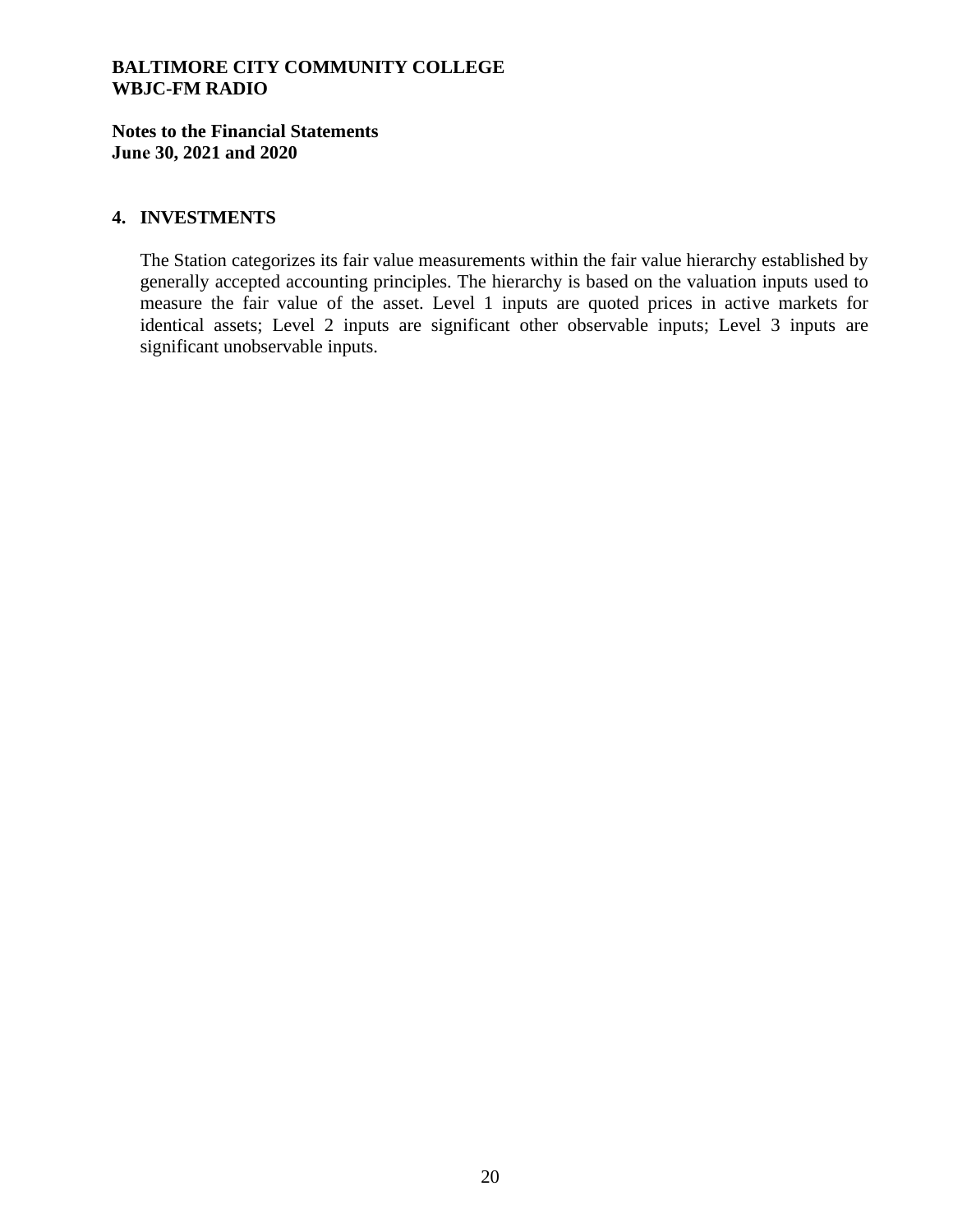## 4. INVESTMENTS

The Station categorizes its fair value measurements within the fair value hierarchy established by generally accepted accounting principles. The hierarchy is based on the valuation inputs used to measure the fair value of the asset. Level 1 inputs are quoted prices in active markets for identical assets; Level 2 inputs are significant other observable inputs; Level 3 inputs are significant unobservable inputs.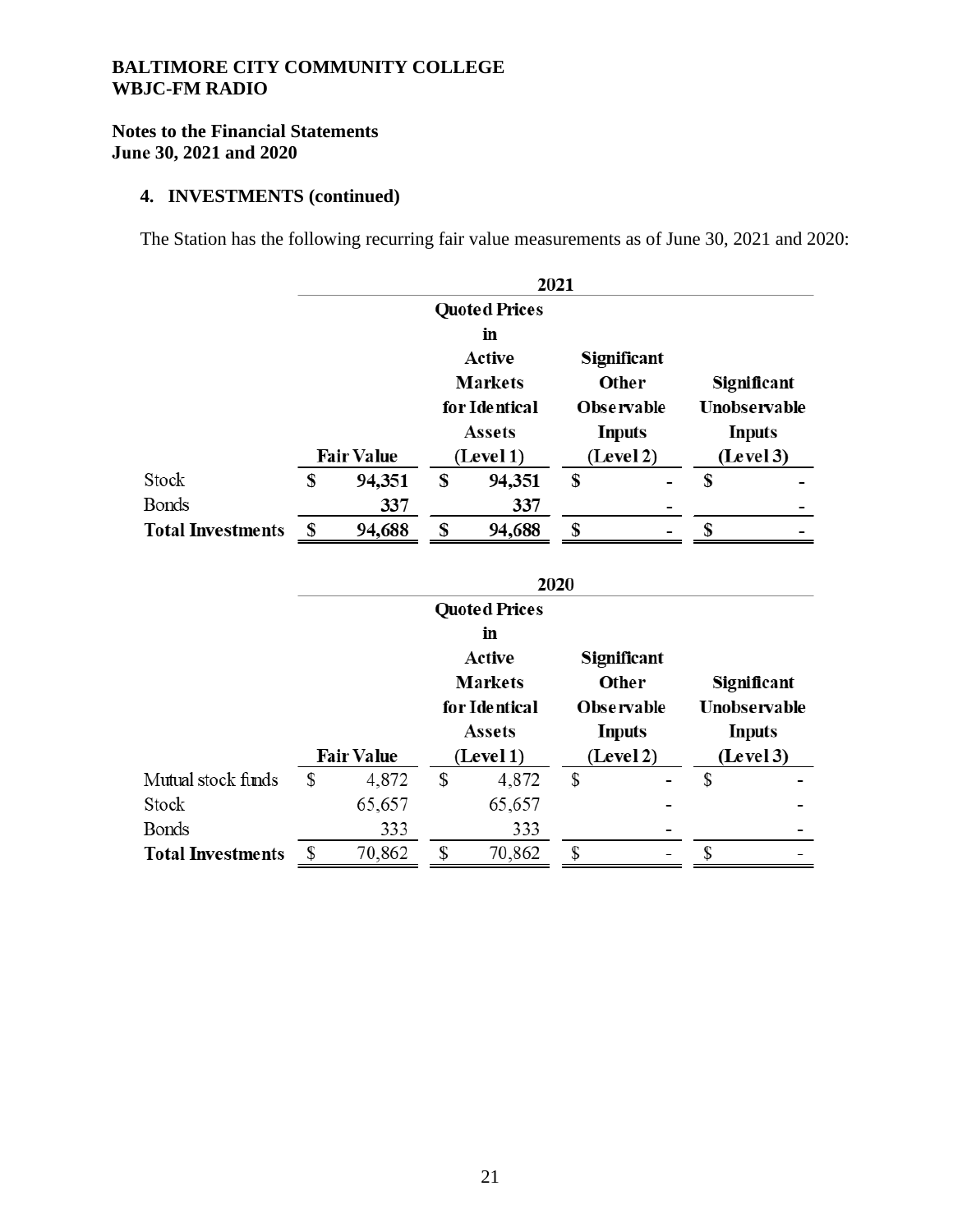**BALTIMORE CITY COMMUNITY COLLEGE**
**WBJC-FM RADIO**

**Notes to the Financial Statements**
**June 30, 2021 and 2020**

## 4. INVESTMENTS (continued)

The Station has the following recurring fair value measurements as of June 30, 2021 and 2020:

| | 2021 | | | |
|---|---|---|---|---|
| | Fair Value | Quoted Prices in Active Markets for Identical Assets (Level 1) | Significant Other Observable Inputs (Level 2) | Significant Unobservable Inputs (Level 3) |
| Stock | $ 94,351 | $ 94,351 | $ - | $ - |
| Bonds | 337 | 337 | - | - |
| **Total Investments** | **$ 94,688** | **$ 94,688** | **$ -** | **$ -** |

| | 2020 | | | |
|---|---|---|---|---|
| | Fair Value | Quoted Prices in Active Markets for Identical Assets (Level 1) | Significant Other Observable Inputs (Level 2) | Significant Unobservable Inputs (Level 3) |
| Mutual stock funds | $ 4,872 | $ 4,872 | $ - | $ - |
| Stock | 65,657 | 65,657 | - | - |
| Bonds | 333 | 333 | - | - |
| **Total Investments** | $ 70,862 | $ 70,862 | $ - | $ - |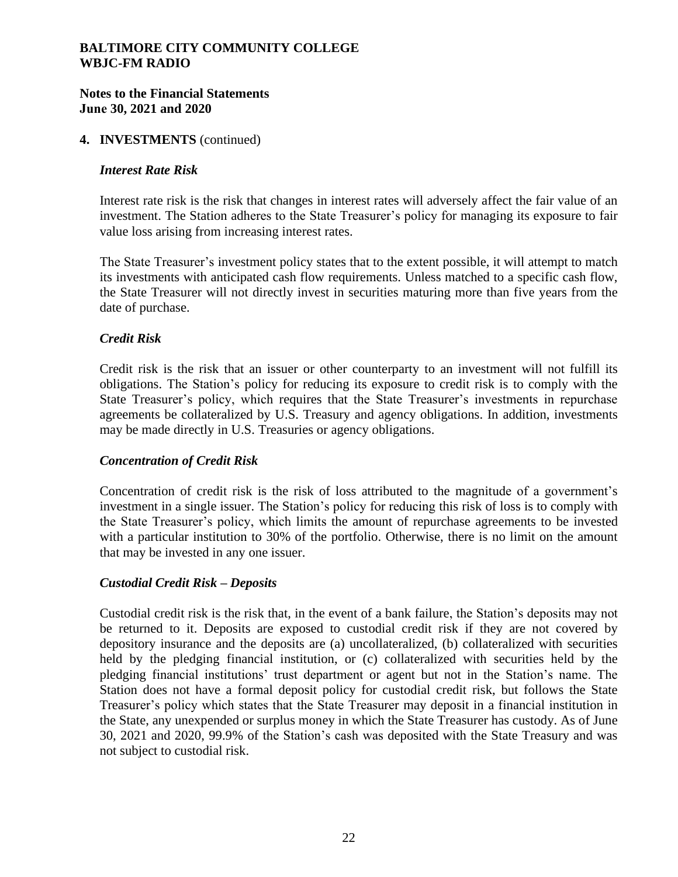## 4. INVESTMENTS (continued)

### *Interest Rate Risk*

Interest rate risk is the risk that changes in interest rates will adversely affect the fair value of an investment. The Station adheres to the State Treasurer's policy for managing its exposure to fair value loss arising from increasing interest rates.

The State Treasurer's investment policy states that to the extent possible, it will attempt to match its investments with anticipated cash flow requirements. Unless matched to a specific cash flow, the State Treasurer will not directly invest in securities maturing more than five years from the date of purchase.

### *Credit Risk*

Credit risk is the risk that an issuer or other counterparty to an investment will not fulfill its obligations. The Station's policy for reducing its exposure to credit risk is to comply with the State Treasurer's policy, which requires that the State Treasurer's investments in repurchase agreements be collateralized by U.S. Treasury and agency obligations. In addition, investments may be made directly in U.S. Treasuries or agency obligations.

### *Concentration of Credit Risk*

Concentration of credit risk is the risk of loss attributed to the magnitude of a government's investment in a single issuer. The Station's policy for reducing this risk of loss is to comply with the State Treasurer's policy, which limits the amount of repurchase agreements to be invested with a particular institution to 30% of the portfolio. Otherwise, there is no limit on the amount that may be invested in any one issuer.

### *Custodial Credit Risk – Deposits*

Custodial credit risk is the risk that, in the event of a bank failure, the Station's deposits may not be returned to it. Deposits are exposed to custodial credit risk if they are not covered by depository insurance and the deposits are (a) uncollateralized, (b) collateralized with securities held by the pledging financial institution, or (c) collateralized with securities held by the pledging financial institutions' trust department or agent but not in the Station's name. The Station does not have a formal deposit policy for custodial credit risk, but follows the State Treasurer's policy which states that the State Treasurer may deposit in a financial institution in the State, any unexpended or surplus money in which the State Treasurer has custody. As of June 30, 2021 and 2020, 99.9% of the Station's cash was deposited with the State Treasury and was not subject to custodial risk.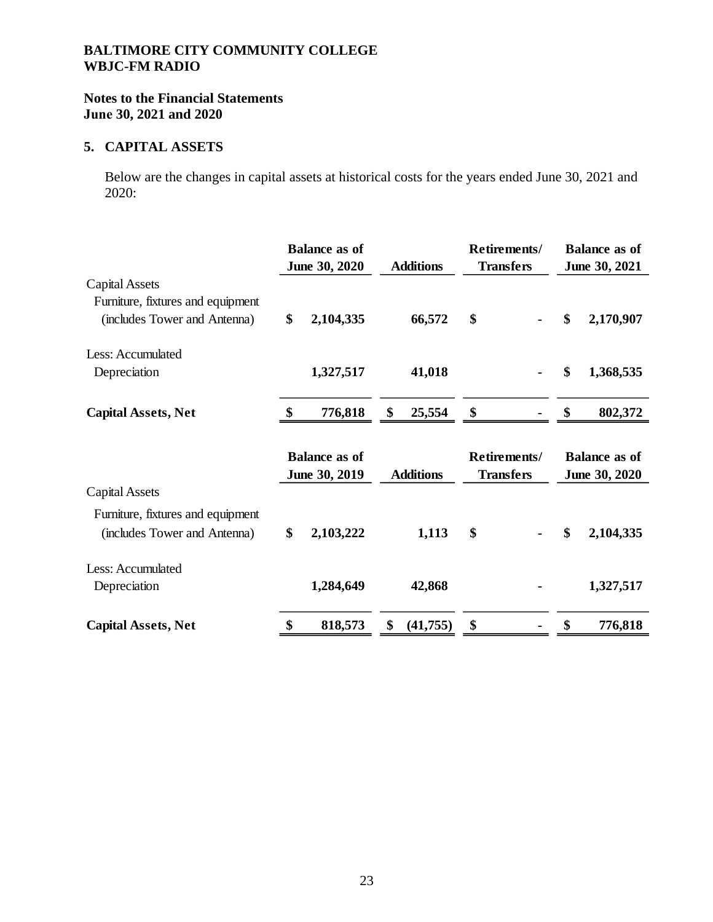**BALTIMORE CITY COMMUNITY COLLEGE**
**WBJC-FM RADIO**

**Notes to the Financial Statements**
**June 30, 2021 and 2020**

## 5. CAPITAL ASSETS

Below are the changes in capital assets at historical costs for the years ended June 30, 2021 and 2020:

| | Balance as of June 30, 2020 | Additions | Retirements/ Transfers | Balance as of June 30, 2021 |
|---|---|---|---|---|
| Capital Assets | | | | |
| Furniture, fixtures and equipment (includes Tower and Antenna) | $ 2,104,335 | 66,572 | $ - | $ 2,170,907 |
| Less: Accumulated Depreciation | 1,327,517 | 41,018 | - | $ 1,368,535 |
| **Capital Assets, Net** | **$ 776,818** | **$ 25,554** | **$ -** | **$ 802,372** |

| | Balance as of June 30, 2019 | Additions | Retirements/ Transfers | Balance as of June 30, 2020 |
|---|---|---|---|---|
| Capital Assets | | | | |
| Furniture, fixtures and equipment (includes Tower and Antenna) | $ 2,103,222 | 1,113 | $ - | $ 2,104,335 |
| Less: Accumulated Depreciation | 1,284,649 | 42,868 | - | 1,327,517 |
| **Capital Assets, Net** | **$ 818,573** | **$ (41,755)** | **$ -** | **$ 776,818** |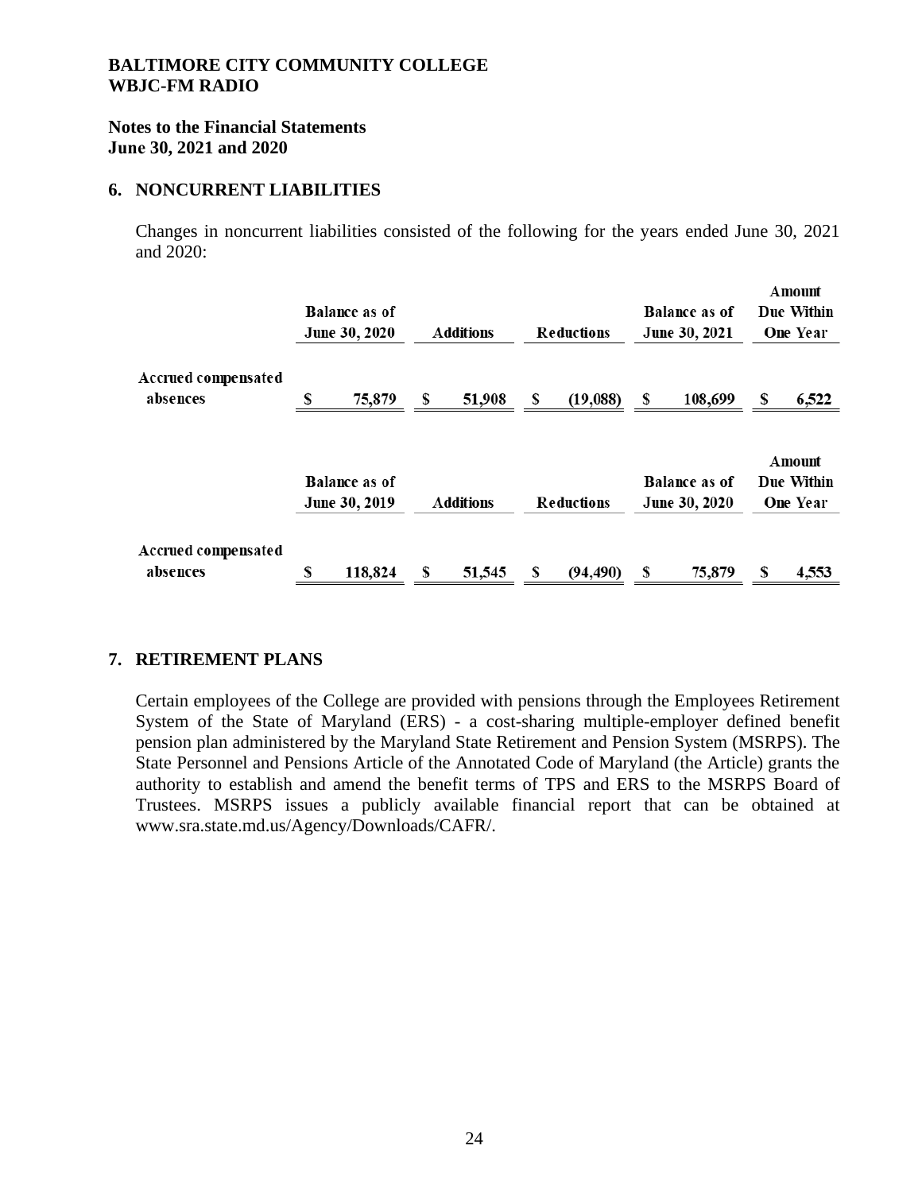**BALTIMORE CITY COMMUNITY COLLEGE**
**WBJC-FM RADIO**

**Notes to the Financial Statements**
**June 30, 2021 and 2020**

## 6. NONCURRENT LIABILITIES

Changes in noncurrent liabilities consisted of the following for the years ended June 30, 2021 and 2020:

| | Balance as of June 30, 2020 | Additions | Reductions | Balance as of June 30, 2021 | Amount Due Within One Year |
|---|---|---|---|---|---|
| Accrued compensated absences | $ 75,879 | $ 51,908 | $ (19,088) | $ 108,699 | $ 6,522 |

| | Balance as of June 30, 2019 | Additions | Reductions | Balance as of June 30, 2020 | Amount Due Within One Year |
|---|---|---|---|---|---|
| Accrued compensated absences | $ 118,824 | $ 51,545 | $ (94,490) | $ 75,879 | $ 4,553 |

## 7. RETIREMENT PLANS

Certain employees of the College are provided with pensions through the Employees Retirement System of the State of Maryland (ERS) - a cost-sharing multiple-employer defined benefit pension plan administered by the Maryland State Retirement and Pension System (MSRPS). The State Personnel and Pensions Article of the Annotated Code of Maryland (the Article) grants the authority to establish and amend the benefit terms of TPS and ERS to the MSRPS Board of Trustees. MSRPS issues a publicly available financial report that can be obtained at www.sra.state.md.us/Agency/Downloads/CAFR/.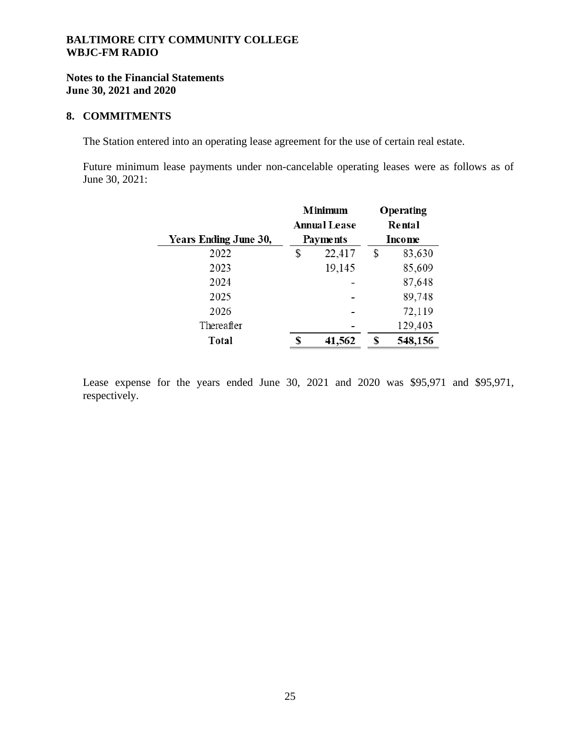**BALTIMORE CITY COMMUNITY COLLEGE**
**WBJC-FM RADIO**

**Notes to the Financial Statements**
**June 30, 2021 and 2020**

## 8. COMMITMENTS

The Station entered into an operating lease agreement for the use of certain real estate.

Future minimum lease payments under non-cancelable operating leases were as follows as of June 30, 2021:

| Years Ending June 30, | Minimum Annual Lease Payments | Operating Rental Income |
|---|---|---|
| 2022 | $ 22,417 | $ 83,630 |
| 2023 | 19,145 | 85,609 |
| 2024 | - | 87,648 |
| 2025 | - | 89,748 |
| 2026 | - | 72,119 |
| Thereafter | - | 129,403 |
| **Total** | **$ 41,562** | **$ 548,156** |

Lease expense for the years ended June 30, 2021 and 2020 was $95,971 and $95,971, respectively.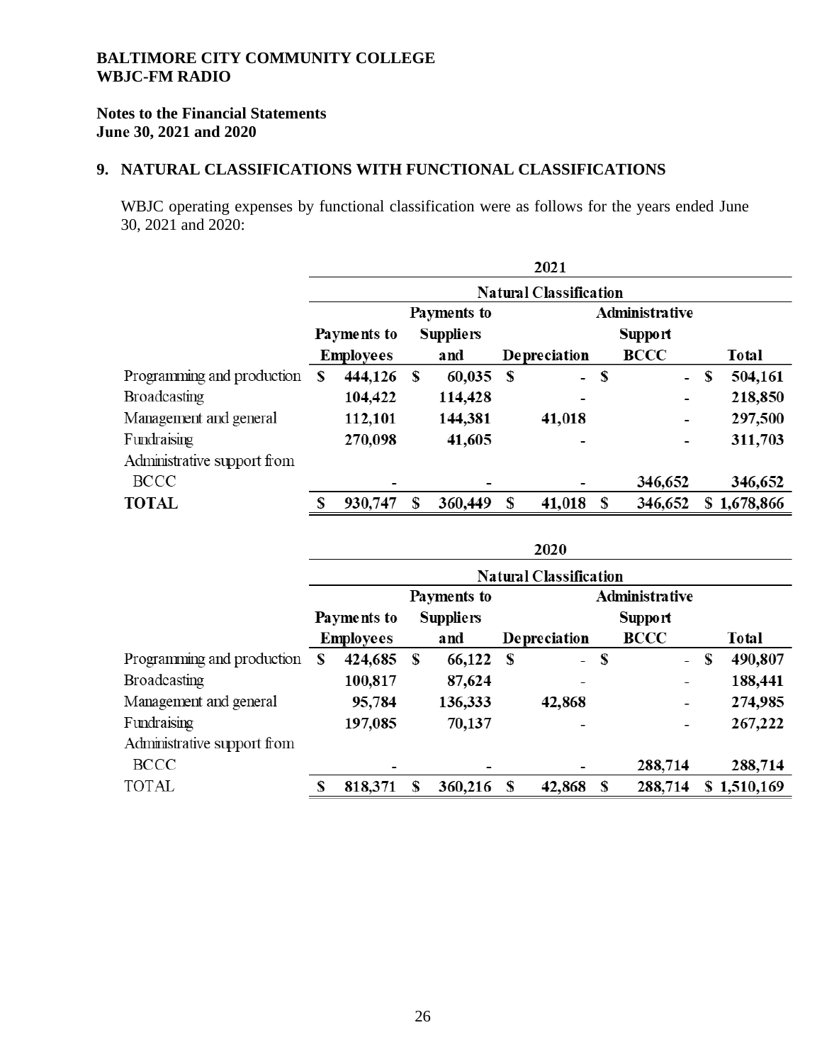**BALTIMORE CITY COMMUNITY COLLEGE**
**WBJC-FM RADIO**

**Notes to the Financial Statements**
**June 30, 2021 and 2020**

## 9. NATURAL CLASSIFICATIONS WITH FUNCTIONAL CLASSIFICATIONS

WBJC operating expenses by functional classification were as follows for the years ended June 30, 2021 and 2020:

| | 2021 | | | | |
|---|---|---|---|---|---|
| | Natural Classification | | | | |
| | Payments to Employees | Payments to Suppliers and | Depreciation | Administrative Support BCCC | Total |
| Programming and production | $ 444,126 | $ 60,035 | $ - | $ - | $ 504,161 |
| Broadcasting | 104,422 | 114,428 | - | - | 218,850 |
| Management and general | 112,101 | 144,381 | 41,018 | - | 297,500 |
| Fundraising | 270,098 | 41,605 | - | - | 311,703 |
| Administrative support from BCCC | - | - | - | 346,652 | 346,652 |
| **TOTAL** | $ 930,747 | $ 360,449 | $ 41,018 | $ 346,652 | $ 1,678,866 |

| | 2020 | | | | |
|---|---|---|---|---|---|
| | Natural Classification | | | | |
| | Payments to Employees | Payments to Suppliers and | Depreciation | Administrative Support BCCC | Total |
| Programming and production | $ 424,685 | $ 66,122 | $ - | $ - | $ 490,807 |
| Broadcasting | 100,817 | 87,624 | - | - | 188,441 |
| Management and general | 95,784 | 136,333 | 42,868 | - | 274,985 |
| Fundraising | 197,085 | 70,137 | - | - | 267,222 |
| Administrative support from BCCC | - | - | - | 288,714 | 288,714 |
| TOTAL | $ 818,371 | $ 360,216 | $ 42,868 | $ 288,714 | $ 1,510,169 |